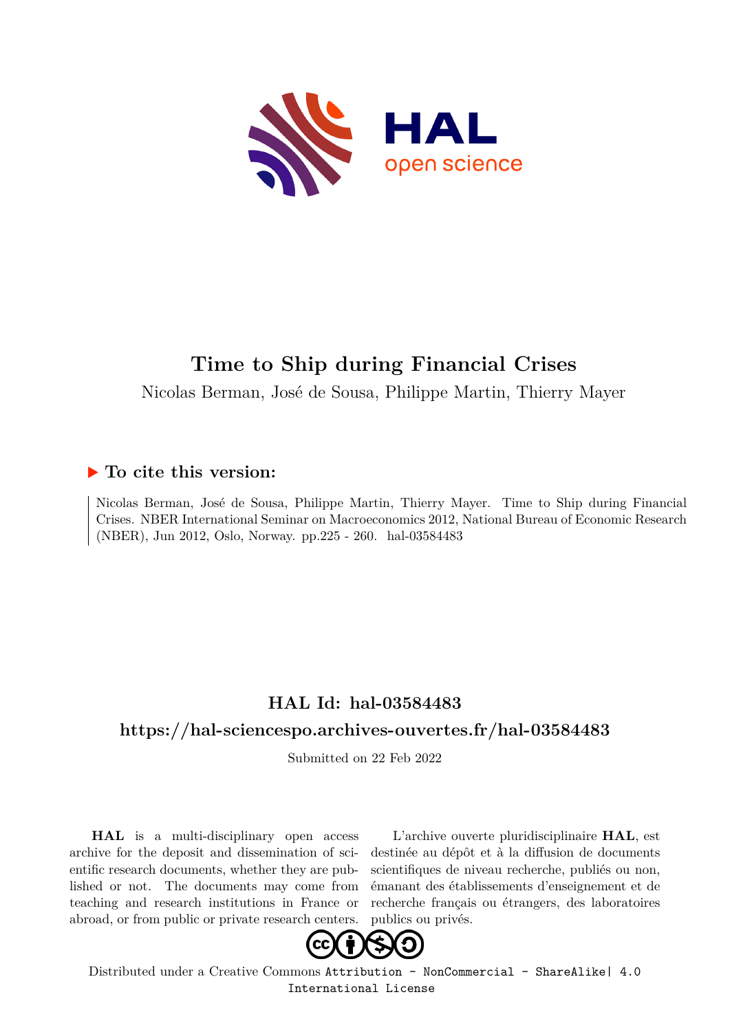# Time to Ship during Financial Crises

Nicolas Berman, José de Sousa, Philippe Martin, Thierry Mayer

## ▶ To cite this version:

Nicolas Berman, José de Sousa, Philippe Martin, Thierry Mayer. Time to Ship during Financial Crises. NBER International Seminar on Macroeconomics 2012, National Bureau of Economic Research (NBER), Jun 2012, Oslo, Norway. pp.225 - 260. hal-03584483

## HAL Id: hal-03584483

## https://hal-sciencespo.archives-ouvertes.fr/hal-03584483

Submitted on 22 Feb 2022

**HAL** is a multi-disciplinary open access archive for the deposit and dissemination of scientific research documents, whether they are published or not. The documents may come from teaching and research institutions in France or abroad, or from public or private research centers.

L'archive ouverte pluridisciplinaire **HAL**, est destinée au dépôt et à la diffusion de documents scientifiques de niveau recherche, publiés ou non, émanant des établissements d'enseignement et de recherche français ou étrangers, des laboratoires publics ou privés.

Distributed under a Creative Commons Attribution - NonCommercial - ShareAlike| 4.0 International License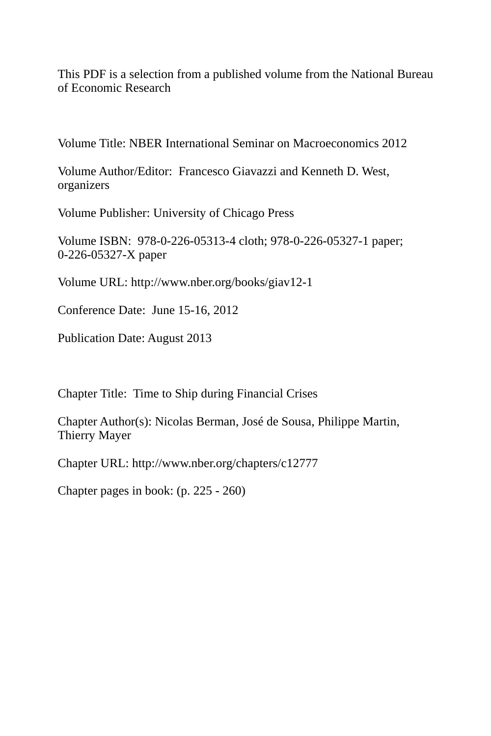This PDF is a selection from a published volume from the National Bureau of Economic Research

Volume Title: NBER International Seminar on Macroeconomics 2012

Volume Author/Editor: Francesco Giavazzi and Kenneth D. West, organizers

Volume Publisher: University of Chicago Press

Volume ISBN: 978-0-226-05313-4 cloth; 978-0-226-05327-1 paper; 0-226-05327-X paper

Volume URL: http://www.nber.org/books/giav12-1

Conference Date: June 15-16, 2012

Publication Date: August 2013

Chapter Title: Time to Ship during Financial Crises

Chapter Author(s): Nicolas Berman, José de Sousa, Philippe Martin, Thierry Mayer

Chapter URL: http://www.nber.org/chapters/c12777

Chapter pages in book: (p. 225 - 260)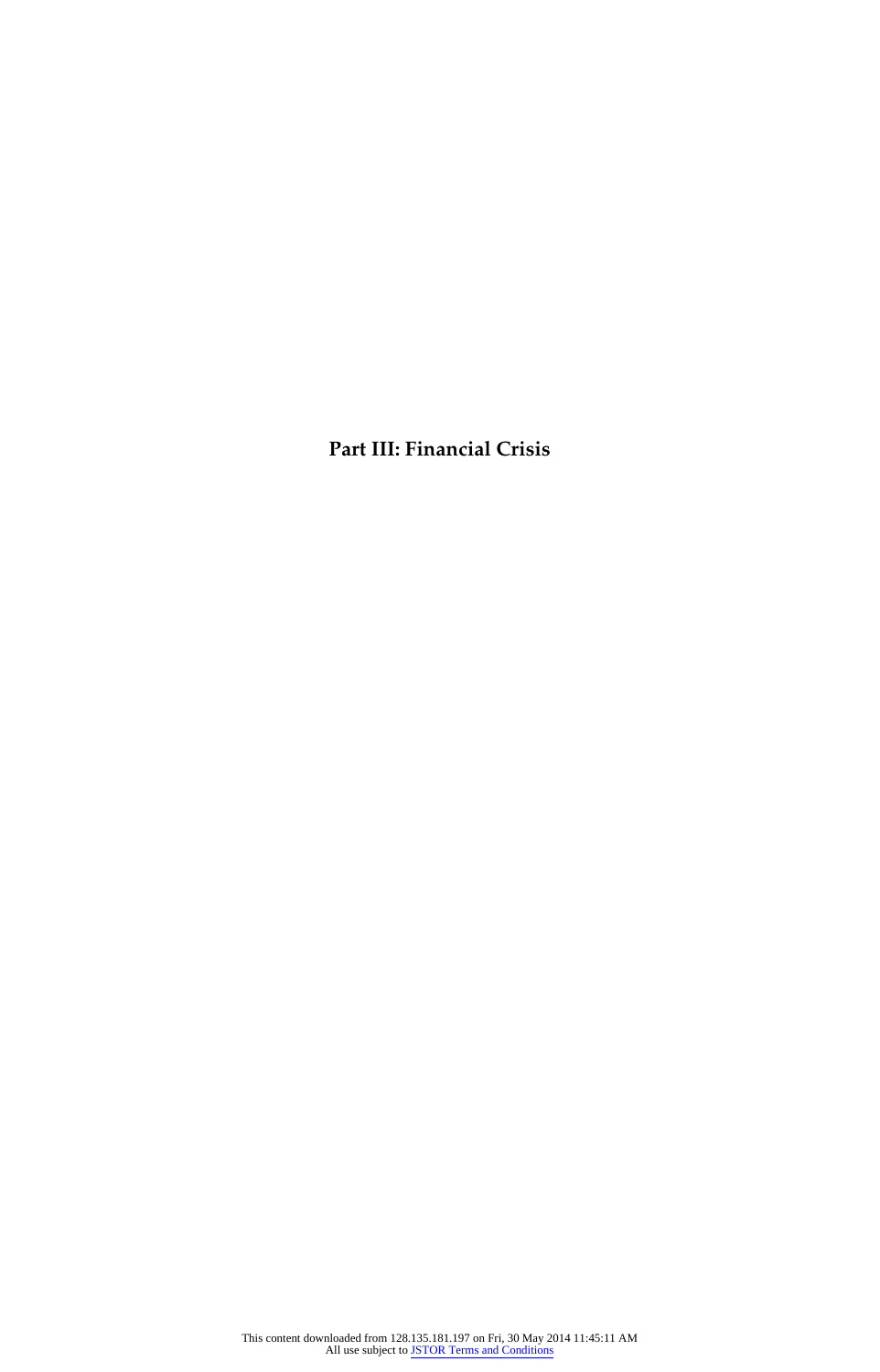# Part III: Financial Crisis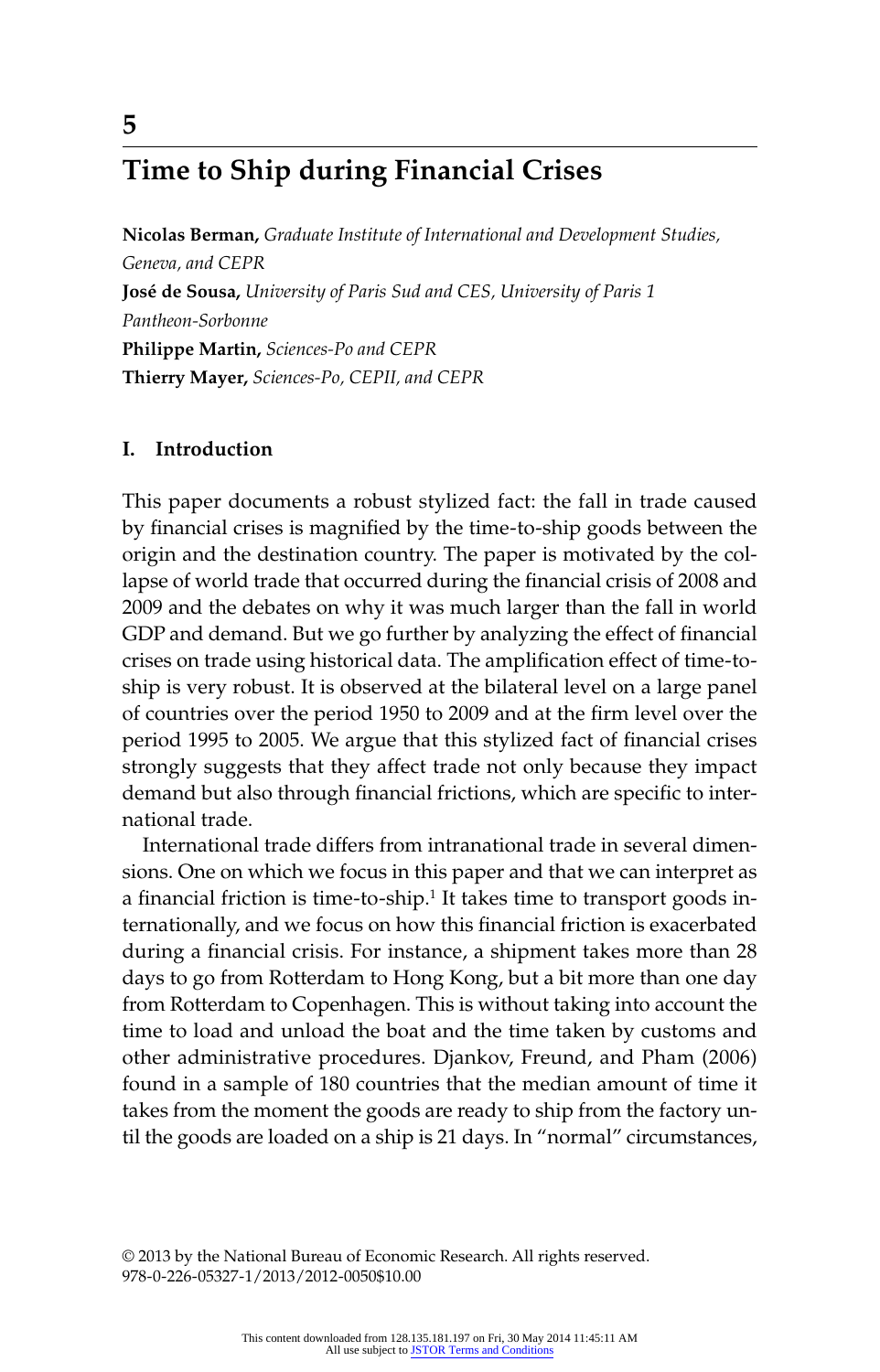# 5

# Time to Ship during Financial Crises

**Nicolas Berman,** *Graduate Institute of International and Development Studies, Geneva, and CEPR*
**José de Sousa,** *University of Paris Sud and CES, University of Paris 1 Pantheon-Sorbonne*
**Philippe Martin,** *Sciences-Po and CEPR*
**Thierry Mayer,** *Sciences-Po, CEPII, and CEPR*

## I. Introduction

This paper documents a robust stylized fact: the fall in trade caused by financial crises is magnified by the time-to-ship goods between the origin and the destination country. The paper is motivated by the collapse of world trade that occurred during the financial crisis of 2008 and 2009 and the debates on why it was much larger than the fall in world GDP and demand. But we go further by analyzing the effect of financial crises on trade using historical data. The amplification effect of time-to-ship is very robust. It is observed at the bilateral level on a large panel of countries over the period 1950 to 2009 and at the firm level over the period 1995 to 2005. We argue that this stylized fact of financial crises strongly suggests that they affect trade not only because they impact demand but also through financial frictions, which are specific to international trade.

International trade differs from intranational trade in several dimensions. One on which we focus in this paper and that we can interpret as a financial friction is time-to-ship.[1] It takes time to transport goods internationally, and we focus on how this financial friction is exacerbated during a financial crisis. For instance, a shipment takes more than 28 days to go from Rotterdam to Hong Kong, but a bit more than one day from Rotterdam to Copenhagen. This is without taking into account the time to load and unload the boat and the time taken by customs and other administrative procedures. Djankov, Freund, and Pham (2006) found in a sample of 180 countries that the median amount of time it takes from the moment the goods are ready to ship from the factory until the goods are loaded on a ship is 21 days. In "normal" circumstances,

© 2013 by the National Bureau of Economic Research. All rights reserved.
978-0-226-05327-1/2013/2012-0050$10.00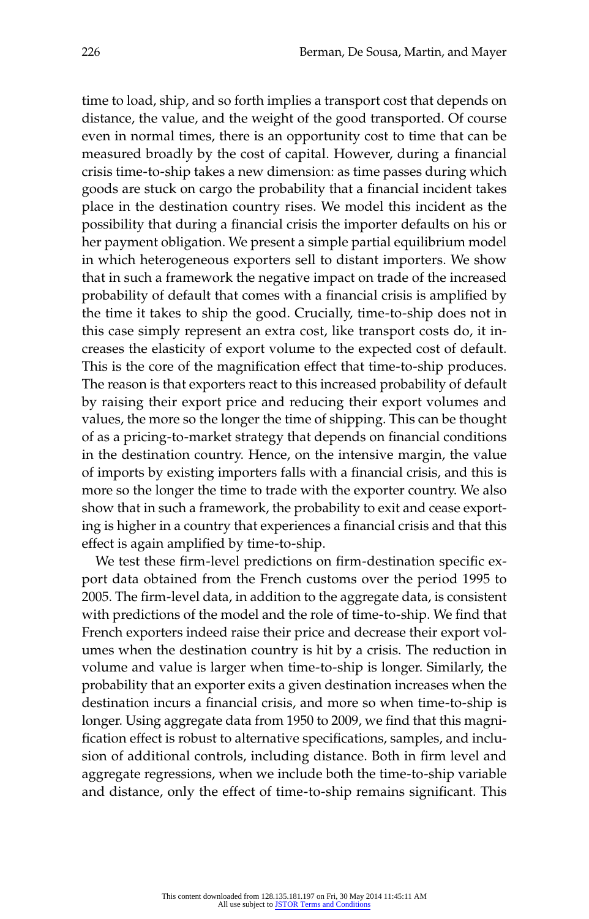time to load, ship, and so forth implies a transport cost that depends on distance, the value, and the weight of the good transported. Of course even in normal times, there is an opportunity cost to time that can be measured broadly by the cost of capital. However, during a financial crisis time-to-ship takes a new dimension: as time passes during which goods are stuck on cargo the probability that a financial incident takes place in the destination country rises. We model this incident as the possibility that during a financial crisis the importer defaults on his or her payment obligation. We present a simple partial equilibrium model in which heterogeneous exporters sell to distant importers. We show that in such a framework the negative impact on trade of the increased probability of default that comes with a financial crisis is amplified by the time it takes to ship the good. Crucially, time-to-ship does not in this case simply represent an extra cost, like transport costs do, it increases the elasticity of export volume to the expected cost of default. This is the core of the magnification effect that time-to-ship produces. The reason is that exporters react to this increased probability of default by raising their export price and reducing their export volumes and values, the more so the longer the time of shipping. This can be thought of as a pricing-to-market strategy that depends on financial conditions in the destination country. Hence, on the intensive margin, the value of imports by existing importers falls with a financial crisis, and this is more so the longer the time to trade with the exporter country. We also show that in such a framework, the probability to exit and cease exporting is higher in a country that experiences a financial crisis and that this effect is again amplified by time-to-ship.

We test these firm-level predictions on firm-destination specific export data obtained from the French customs over the period 1995 to 2005. The firm-level data, in addition to the aggregate data, is consistent with predictions of the model and the role of time-to-ship. We find that French exporters indeed raise their price and decrease their export volumes when the destination country is hit by a crisis. The reduction in volume and value is larger when time-to-ship is longer. Similarly, the probability that an exporter exits a given destination increases when the destination incurs a financial crisis, and more so when time-to-ship is longer. Using aggregate data from 1950 to 2009, we find that this magnification effect is robust to alternative specifications, samples, and inclusion of additional controls, including distance. Both in firm level and aggregate regressions, when we include both the time-to-ship variable and distance, only the effect of time-to-ship remains significant. This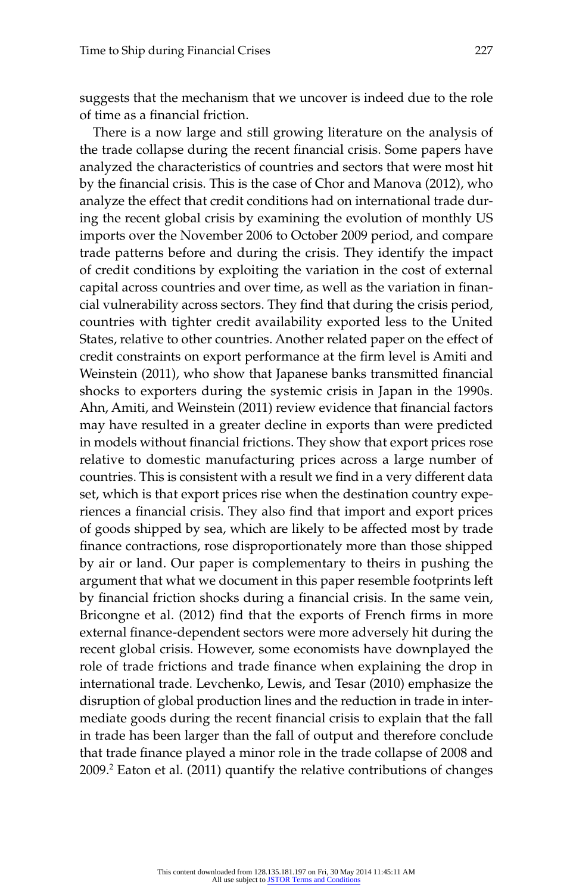suggests that the mechanism that we uncover is indeed due to the role of time as a financial friction.

There is a now large and still growing literature on the analysis of the trade collapse during the recent financial crisis. Some papers have analyzed the characteristics of countries and sectors that were most hit by the financial crisis. This is the case of Chor and Manova (2012), who analyze the effect that credit conditions had on international trade during the recent global crisis by examining the evolution of monthly US imports over the November 2006 to October 2009 period, and compare trade patterns before and during the crisis. They identify the impact of credit conditions by exploiting the variation in the cost of external capital across countries and over time, as well as the variation in financial vulnerability across sectors. They find that during the crisis period, countries with tighter credit availability exported less to the United States, relative to other countries. Another related paper on the effect of credit constraints on export performance at the firm level is Amiti and Weinstein (2011), who show that Japanese banks transmitted financial shocks to exporters during the systemic crisis in Japan in the 1990s. Ahn, Amiti, and Weinstein (2011) review evidence that financial factors may have resulted in a greater decline in exports than were predicted in models without financial frictions. They show that export prices rose relative to domestic manufacturing prices across a large number of countries. This is consistent with a result we find in a very different data set, which is that export prices rise when the destination country experiences a financial crisis. They also find that import and export prices of goods shipped by sea, which are likely to be affected most by trade finance contractions, rose disproportionately more than those shipped by air or land. Our paper is complementary to theirs in pushing the argument that what we document in this paper resemble footprints left by financial friction shocks during a financial crisis. In the same vein, Bricongne et al. (2012) find that the exports of French firms in more external finance-dependent sectors were more adversely hit during the recent global crisis. However, some economists have downplayed the role of trade frictions and trade finance when explaining the drop in international trade. Levchenko, Lewis, and Tesar (2010) emphasize the disruption of global production lines and the reduction in trade in intermediate goods during the recent financial crisis to explain that the fall in trade has been larger than the fall of output and therefore conclude that trade finance played a minor role in the trade collapse of 2008 and 2009.[2] Eaton et al. (2011) quantify the relative contributions of changes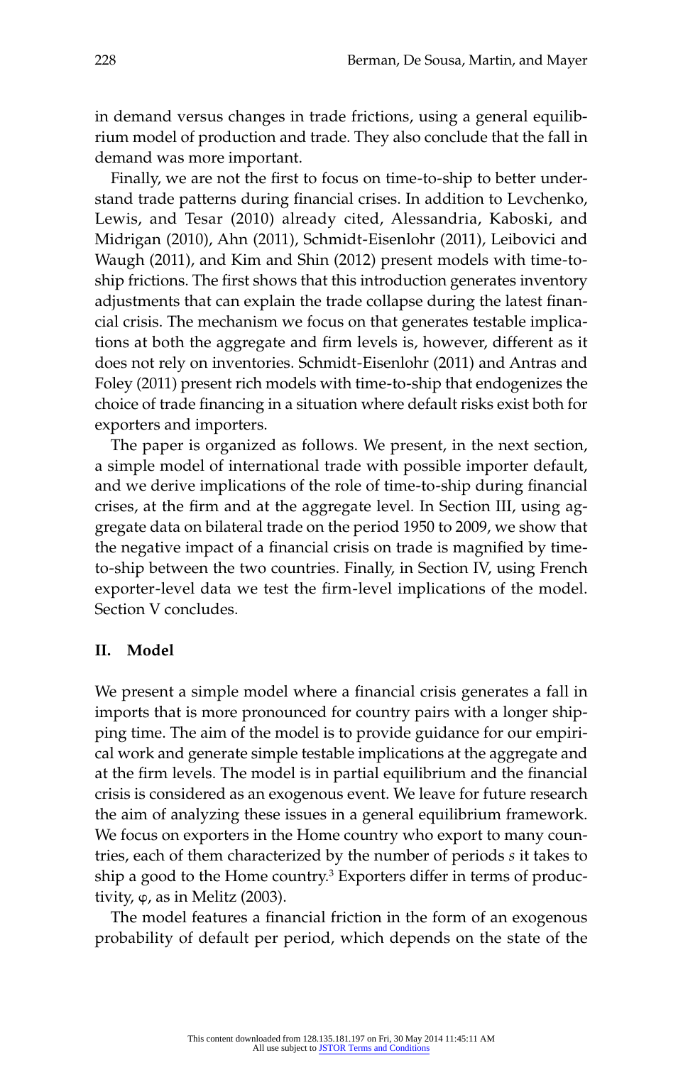in demand versus changes in trade frictions, using a general equilibrium model of production and trade. They also conclude that the fall in demand was more important.

Finally, we are not the first to focus on time-to-ship to better understand trade patterns during financial crises. In addition to Levchenko, Lewis, and Tesar (2010) already cited, Alessandria, Kaboski, and Midrigan (2010), Ahn (2011), Schmidt-Eisenlohr (2011), Leibovici and Waugh (2011), and Kim and Shin (2012) present models with time-to-ship frictions. The first shows that this introduction generates inventory adjustments that can explain the trade collapse during the latest financial crisis. The mechanism we focus on that generates testable implications at both the aggregate and firm levels is, however, different as it does not rely on inventories. Schmidt-Eisenlohr (2011) and Antras and Foley (2011) present rich models with time-to-ship that endogenizes the choice of trade financing in a situation where default risks exist both for exporters and importers.

The paper is organized as follows. We present, in the next section, a simple model of international trade with possible importer default, and we derive implications of the role of time-to-ship during financial crises, at the firm and at the aggregate level. In Section III, using aggregate data on bilateral trade on the period 1950 to 2009, we show that the negative impact of a financial crisis on trade is magnified by time-to-ship between the two countries. Finally, in Section IV, using French exporter-level data we test the firm-level implications of the model. Section V concludes.

## II. Model

We present a simple model where a financial crisis generates a fall in imports that is more pronounced for country pairs with a longer shipping time. The aim of the model is to provide guidance for our empirical work and generate simple testable implications at the aggregate and at the firm levels. The model is in partial equilibrium and the financial crisis is considered as an exogenous event. We leave for future research the aim of analyzing these issues in a general equilibrium framework. We focus on exporters in the Home country who export to many countries, each of them characterized by the number of periods $s$ it takes to ship a good to the Home country.[3] Exporters differ in terms of productivity, $\varphi$, as in Melitz (2003).

The model features a financial friction in the form of an exogenous probability of default per period, which depends on the state of the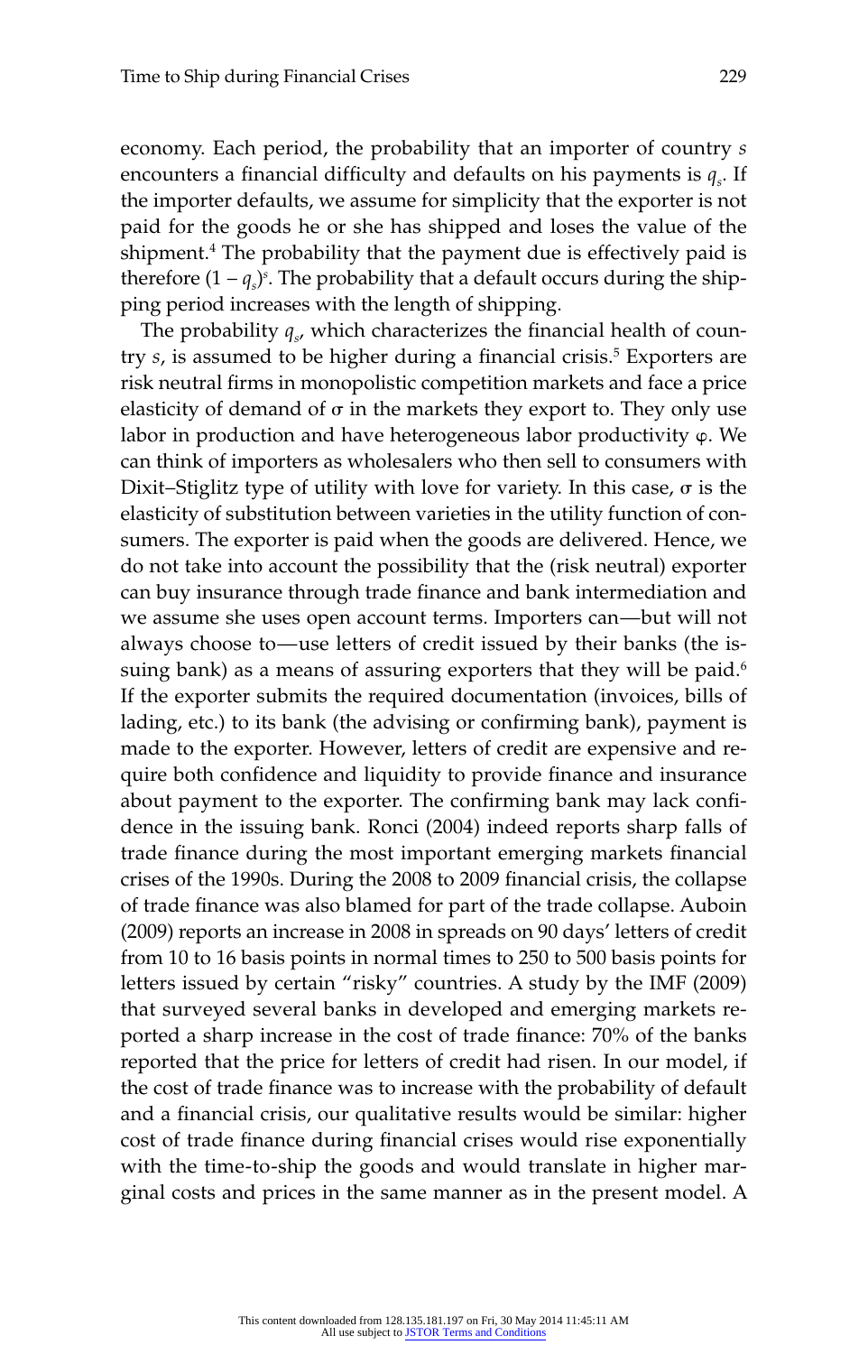economy. Each period, the probability that an importer of country $s$ encounters a financial difficulty and defaults on his payments is $q_s$. If the importer defaults, we assume for simplicity that the exporter is not paid for the goods he or she has shipped and loses the value of the shipment.[4] The probability that the payment due is effectively paid is therefore $(1 - q_s)^s$. The probability that a default occurs during the shipping period increases with the length of shipping.

The probability $q_s$, which characterizes the financial health of country $s$, is assumed to be higher during a financial crisis.[5] Exporters are risk neutral firms in monopolistic competition markets and face a price elasticity of demand of $\sigma$ in the markets they export to. They only use labor in production and have heterogeneous labor productivity $\varphi$. We can think of importers as wholesalers who then sell to consumers with Dixit–Stiglitz type of utility with love for variety. In this case, $\sigma$ is the elasticity of substitution between varieties in the utility function of consumers. The exporter is paid when the goods are delivered. Hence, we do not take into account the possibility that the (risk neutral) exporter can buy insurance through trade finance and bank intermediation and we assume she uses open account terms. Importers can—but will not always choose to—use letters of credit issued by their banks (the issuing bank) as a means of assuring exporters that they will be paid.[6] If the exporter submits the required documentation (invoices, bills of lading, etc.) to its bank (the advising or confirming bank), payment is made to the exporter. However, letters of credit are expensive and require both confidence and liquidity to provide finance and insurance about payment to the exporter. The confirming bank may lack confidence in the issuing bank. Ronci (2004) indeed reports sharp falls of trade finance during the most important emerging markets financial crises of the 1990s. During the 2008 to 2009 financial crisis, the collapse of trade finance was also blamed for part of the trade collapse. Auboin (2009) reports an increase in 2008 in spreads on 90 days' letters of credit from 10 to 16 basis points in normal times to 250 to 500 basis points for letters issued by certain "risky" countries. A study by the IMF (2009) that surveyed several banks in developed and emerging markets reported a sharp increase in the cost of trade finance: 70% of the banks reported that the price for letters of credit had risen. In our model, if the cost of trade finance was to increase with the probability of default and a financial crisis, our qualitative results would be similar: higher cost of trade finance during financial crises would rise exponentially with the time-to-ship the goods and would translate in higher marginal costs and prices in the same manner as in the present model. A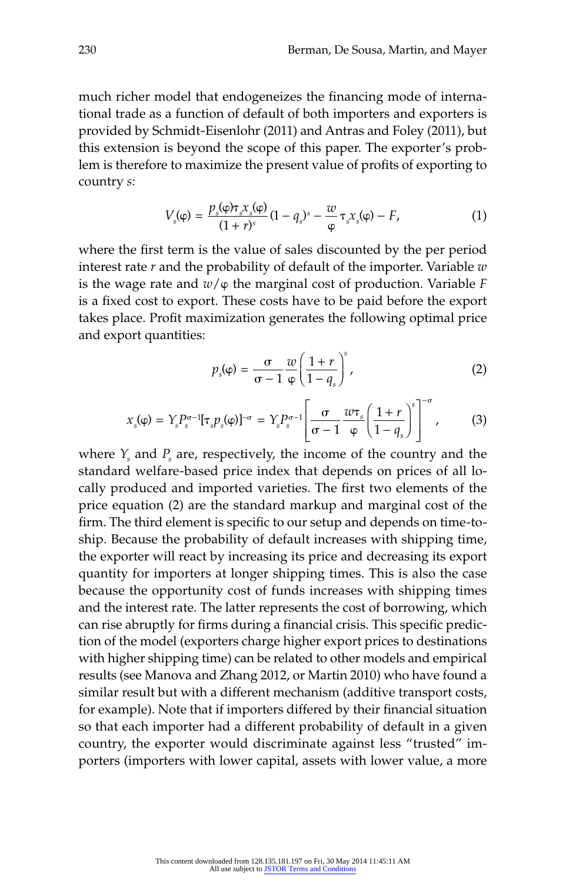much richer model that endogeneizes the financing mode of international trade as a function of default of both importers and exporters is provided by Schmidt-Eisenlohr (2011) and Antras and Foley (2011), but this extension is beyond the scope of this paper. The exporter's problem is therefore to maximize the present value of profits of exporting to country $s$:

$$V_s(\varphi) = \frac{p_s(\varphi)\tau_s x_s(\varphi)}{(1+r)^s}(1-q_s)^s - \frac{w}{\varphi}\tau_s x_s(\varphi) - F, \tag{1}$$

where the first term is the value of sales discounted by the per period interest rate $r$ and the probability of default of the importer. Variable $w$ is the wage rate and $w/\varphi$ the marginal cost of production. Variable $F$ is a fixed cost to export. These costs have to be paid before the export takes place. Profit maximization generates the following optimal price and export quantities:

$$p_s(\varphi) = \frac{\sigma}{\sigma - 1}\frac{w}{\varphi}\left(\frac{1+r}{1-q_s}\right)^s, \tag{2}$$

$$x_s(\varphi) = Y_s P_s^{\sigma-1}[\tau_s p_s(\varphi)]^{-\sigma} = Y_s P_s^{\sigma-1}\left[\frac{\sigma}{\sigma-1}\frac{w\tau_s}{\varphi}\left(\frac{1+r}{1-q_s}\right)^s\right]^{-\sigma}, \tag{3}$$

where $Y_s$ and $P_s$ are, respectively, the income of the country and the standard welfare-based price index that depends on prices of all locally produced and imported varieties. The first two elements of the price equation (2) are the standard markup and marginal cost of the firm. The third element is specific to our setup and depends on time-to-ship. Because the probability of default increases with shipping time, the exporter will react by increasing its price and decreasing its export quantity for importers at longer shipping times. This is also the case because the opportunity cost of funds increases with shipping times and the interest rate. The latter represents the cost of borrowing, which can rise abruptly for firms during a financial crisis. This specific prediction of the model (exporters charge higher export prices to destinations with higher shipping time) can be related to other models and empirical results (see Manova and Zhang 2012, or Martin 2010) who have found a similar result but with a different mechanism (additive transport costs, for example). Note that if importers differed by their financial situation so that each importer had a different probability of default in a given country, the exporter would discriminate against less "trusted" importers (importers with lower capital, assets with lower value, a more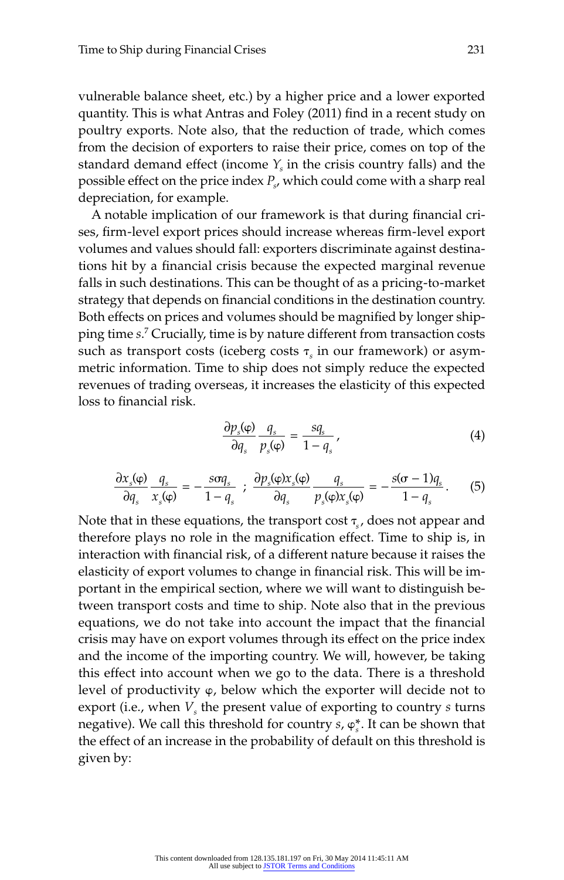vulnerable balance sheet, etc.) by a higher price and a lower exported quantity. This is what Antras and Foley (2011) find in a recent study on poultry exports. Note also, that the reduction of trade, which comes from the decision of exporters to raise their price, comes on top of the standard demand effect (income $Y_s$ in the crisis country falls) and the possible effect on the price index $P_s$, which could come with a sharp real depreciation, for example.

A notable implication of our framework is that during financial crises, firm-level export prices should increase whereas firm-level export volumes and values should fall: exporters discriminate against destinations hit by a financial crisis because the expected marginal revenue falls in such destinations. This can be thought of as a pricing-to-market strategy that depends on financial conditions in the destination country. Both effects on prices and volumes should be magnified by longer shipping time $s$.[7] Crucially, time is by nature different from transaction costs such as transport costs (iceberg costs $\tau_s$ in our framework) or asymmetric information. Time to ship does not simply reduce the expected revenues of trading overseas, it increases the elasticity of this expected loss to financial risk.

$$\frac{\partial p_s(\varphi)}{\partial q_s}\frac{q_s}{p_s(\varphi)} = \frac{sq_s}{1-q_s}, \tag{4}$$

$$\frac{\partial x_s(\varphi)}{\partial q_s}\frac{q_s}{x_s(\varphi)} = -\frac{s\sigma q_s}{1-q_s} \;;\; \frac{\partial p_s(\varphi)x_s(\varphi)}{\partial q_s}\frac{q_s}{p_s(\varphi)x_s(\varphi)} = -\frac{s(\sigma-1)q_s}{1-q_s}. \tag{5}$$

Note that in these equations, the transport cost $\tau_s$, does not appear and therefore plays no role in the magnification effect. Time to ship is, in interaction with financial risk, of a different nature because it raises the elasticity of export volumes to change in financial risk. This will be important in the empirical section, where we will want to distinguish between transport costs and time to ship. Note also that in the previous equations, we do not take into account the impact that the financial crisis may have on export volumes through its effect on the price index and the income of the importing country. We will, however, be taking this effect into account when we go to the data. There is a threshold level of productivity $\varphi$, below which the exporter will decide not to export (i.e., when $V_s$ the present value of exporting to country $s$ turns negative). We call this threshold for country $s$, $\varphi_s^*$. It can be shown that the effect of an increase in the probability of default on this threshold is given by: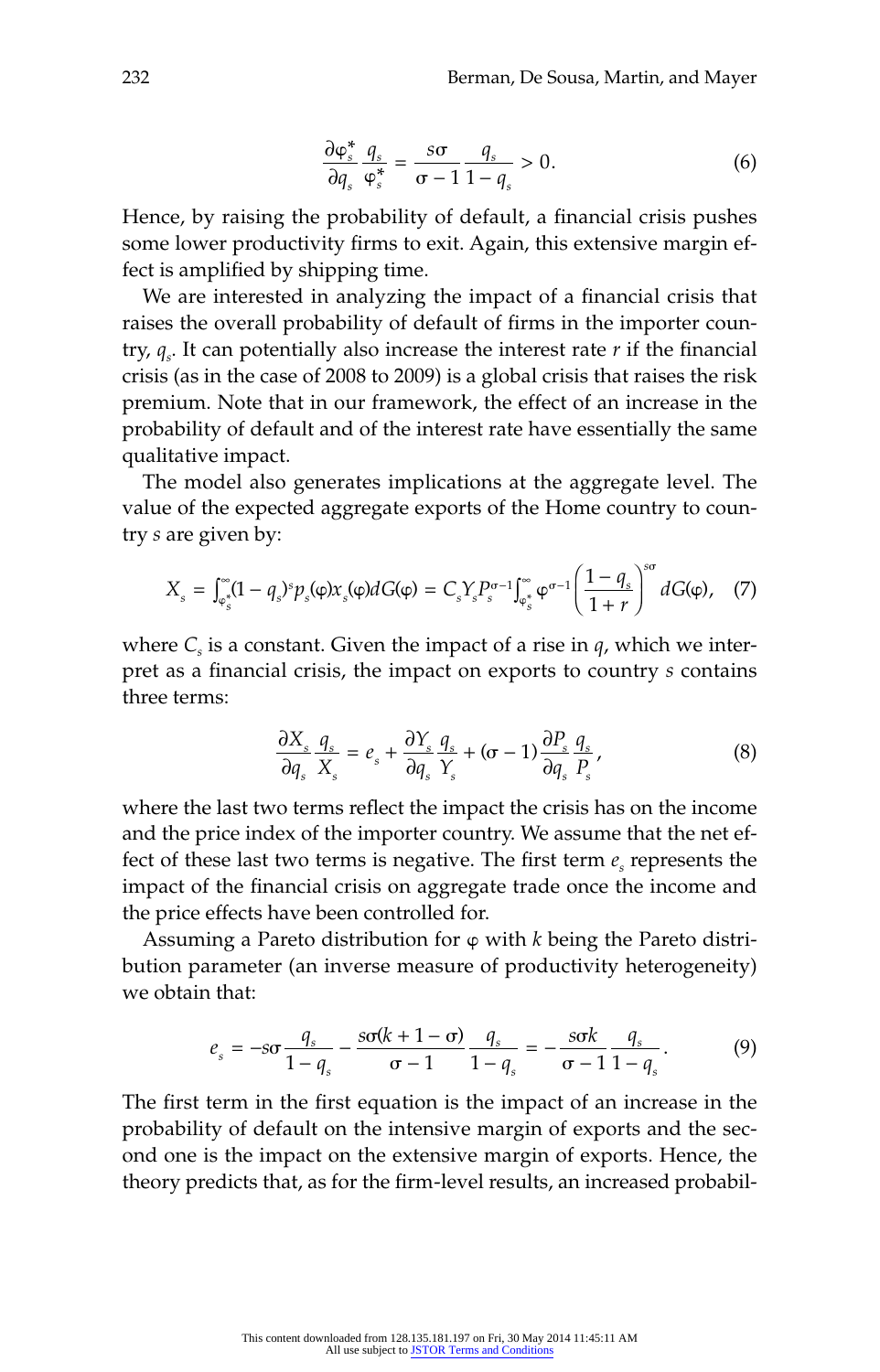$$\frac{\partial \varphi_s^*}{\partial q_s}\frac{q_s}{\varphi_s^*} = \frac{s\sigma}{\sigma - 1}\frac{q_s}{1 - q_s} > 0. \tag{6}$$

Hence, by raising the probability of default, a financial crisis pushes some lower productivity firms to exit. Again, this extensive margin effect is amplified by shipping time.

We are interested in analyzing the impact of a financial crisis that raises the overall probability of default of firms in the importer country, $q_s$. It can potentially also increase the interest rate $r$ if the financial crisis (as in the case of 2008 to 2009) is a global crisis that raises the risk premium. Note that in our framework, the effect of an increase in the probability of default and of the interest rate have essentially the same qualitative impact.

The model also generates implications at the aggregate level. The value of the expected aggregate exports of the Home country to country $s$ are given by:

$$X_s = \int_{\varphi_s^*}^{\infty}(1 - q_s)^s p_s(\varphi)x_s(\varphi)dG(\varphi) = C_s Y_s P_s^{\sigma-1}\int_{\varphi_s^*}^{\infty}\varphi^{\sigma-1}\left(\frac{1 - q_s}{1 + r}\right)^{s\sigma}dG(\varphi), \tag{7}$$

where $C_s$ is a constant. Given the impact of a rise in $q$, which we interpret as a financial crisis, the impact on exports to country $s$ contains three terms:

$$\frac{\partial X_s}{\partial q_s}\frac{q_s}{X_s} = e_s + \frac{\partial Y_s}{\partial q_s}\frac{q_s}{Y_s} + (\sigma - 1)\frac{\partial P_s}{\partial q_s}\frac{q_s}{P_s}, \tag{8}$$

where the last two terms reflect the impact the crisis has on the income and the price index of the importer country. We assume that the net effect of these last two terms is negative. The first term $e_s$ represents the impact of the financial crisis on aggregate trade once the income and the price effects have been controlled for.

Assuming a Pareto distribution for $\varphi$ with $k$ being the Pareto distribution parameter (an inverse measure of productivity heterogeneity) we obtain that:

$$e_s = -s\sigma\frac{q_s}{1 - q_s} - \frac{s\sigma(k + 1 - \sigma)}{\sigma - 1}\frac{q_s}{1 - q_s} = -\frac{s\sigma k}{\sigma - 1}\frac{q_s}{1 - q_s}. \tag{9}$$

The first term in the first equation is the impact of an increase in the probability of default on the intensive margin of exports and the second one is the impact on the extensive margin of exports. Hence, the theory predicts that, as for the firm-level results, an increased probabil-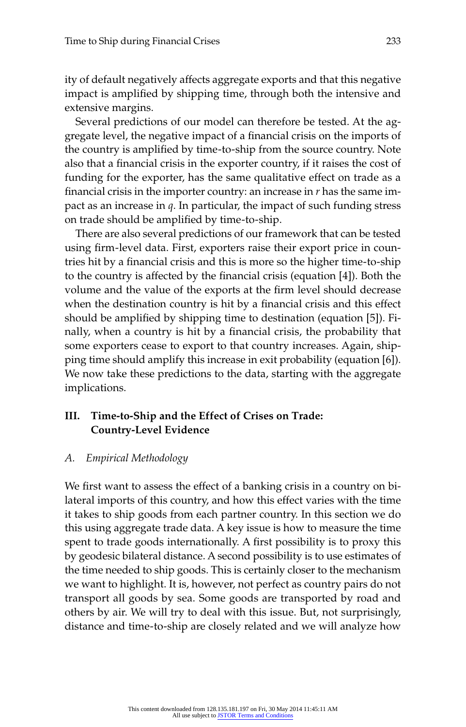ity of default negatively affects aggregate exports and that this negative impact is amplified by shipping time, through both the intensive and extensive margins.

Several predictions of our model can therefore be tested. At the aggregate level, the negative impact of a financial crisis on the imports of the country is amplified by time-to-ship from the source country. Note also that a financial crisis in the exporter country, if it raises the cost of funding for the exporter, has the same qualitative effect on trade as a financial crisis in the importer country: an increase in $r$ has the same impact as an increase in $q$. In particular, the impact of such funding stress on trade should be amplified by time-to-ship.

There are also several predictions of our framework that can be tested using firm-level data. First, exporters raise their export price in countries hit by a financial crisis and this is more so the higher time-to-ship to the country is affected by the financial crisis (equation [4]). Both the volume and the value of the exports at the firm level should decrease when the destination country is hit by a financial crisis and this effect should be amplified by shipping time to destination (equation [5]). Finally, when a country is hit by a financial crisis, the probability that some exporters cease to export to that country increases. Again, shipping time should amplify this increase in exit probability (equation [6]). We now take these predictions to the data, starting with the aggregate implications.

## III. Time-to-Ship and the Effect of Crises on Trade: Country-Level Evidence

### *A. Empirical Methodology*

We first want to assess the effect of a banking crisis in a country on bilateral imports of this country, and how this effect varies with the time it takes to ship goods from each partner country. In this section we do this using aggregate trade data. A key issue is how to measure the time spent to trade goods internationally. A first possibility is to proxy this by geodesic bilateral distance. A second possibility is to use estimates of the time needed to ship goods. This is certainly closer to the mechanism we want to highlight. It is, however, not perfect as country pairs do not transport all goods by sea. Some goods are transported by road and others by air. We will try to deal with this issue. But, not surprisingly, distance and time-to-ship are closely related and we will analyze how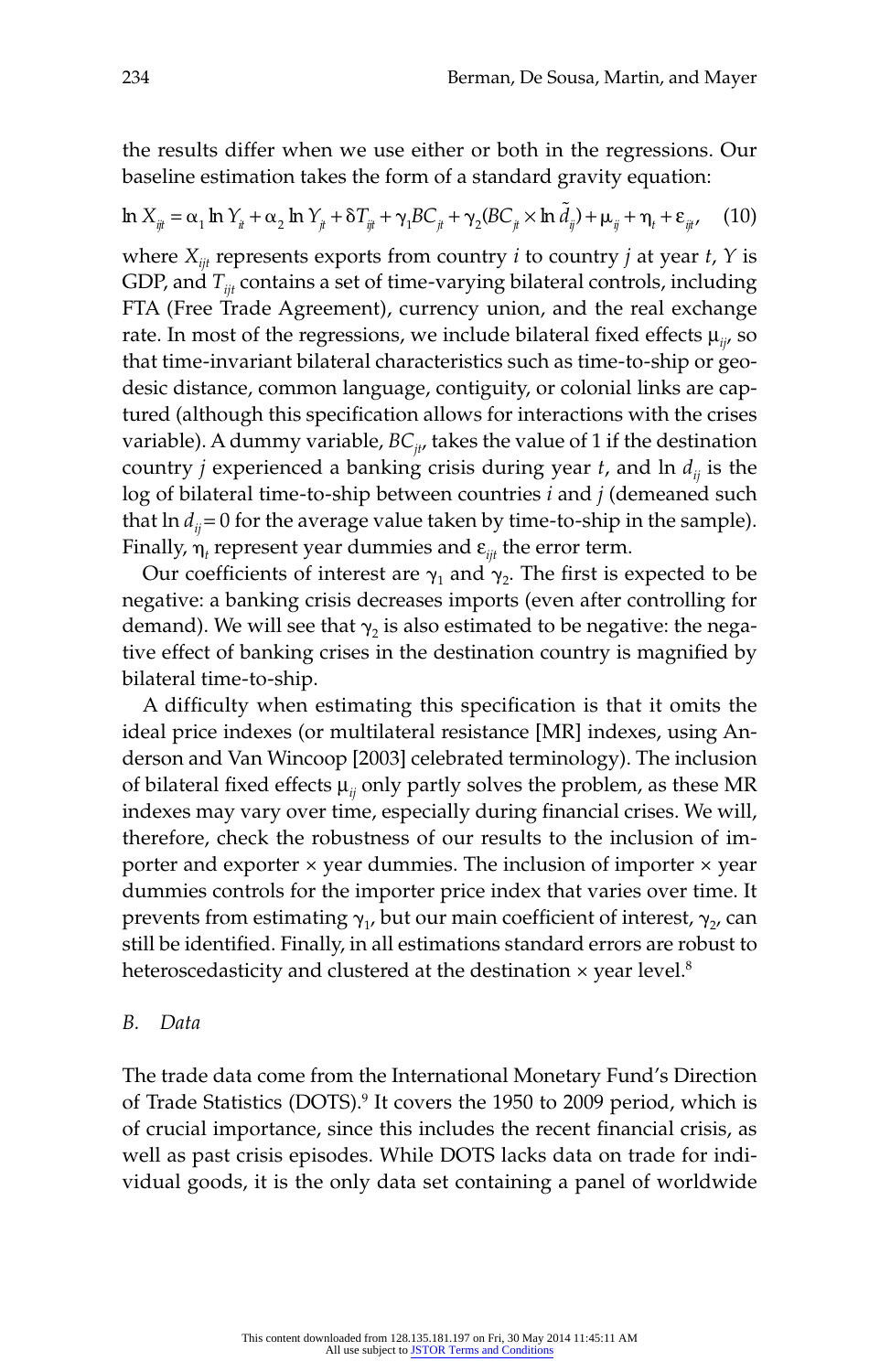the results differ when we use either or both in the regressions. Our baseline estimation takes the form of a standard gravity equation:

$$\ln X_{ijt} = \alpha_1 \ln Y_{it} + \alpha_2 \ln Y_{jt} + \delta T_{ijt} + \gamma_1 BC_{jt} + \gamma_2 (BC_{jt} \times \ln \tilde{d}_{ij}) + \mu_{ij} + \eta_t + \varepsilon_{ijt}, \quad (10)$$

where $X_{ijt}$ represents exports from country $i$ to country $j$ at year $t$, $Y$ is GDP, and $T_{ijt}$ contains a set of time-varying bilateral controls, including FTA (Free Trade Agreement), currency union, and the real exchange rate. In most of the regressions, we include bilateral fixed effects $\mu_{ij}$, so that time-invariant bilateral characteristics such as time-to-ship or geodesic distance, common language, contiguity, or colonial links are captured (although this specification allows for interactions with the crises variable). A dummy variable, $BC_{jt}$, takes the value of 1 if the destination country $j$ experienced a banking crisis during year $t$, and $\ln d_{ij}$ is the log of bilateral time-to-ship between countries $i$ and $j$ (demeaned such that $\ln d_{ij} = 0$ for the average value taken by time-to-ship in the sample). Finally, $\eta_t$ represent year dummies and $\varepsilon_{ijt}$ the error term.

Our coefficients of interest are $\gamma_1$ and $\gamma_2$. The first is expected to be negative: a banking crisis decreases imports (even after controlling for demand). We will see that $\gamma_2$ is also estimated to be negative: the negative effect of banking crises in the destination country is magnified by bilateral time-to-ship.

A difficulty when estimating this specification is that it omits the ideal price indexes (or multilateral resistance [MR] indexes, using Anderson and Van Wincoop [2003] celebrated terminology). The inclusion of bilateral fixed effects $\mu_{ij}$ only partly solves the problem, as these MR indexes may vary over time, especially during financial crises. We will, therefore, check the robustness of our results to the inclusion of importer and exporter × year dummies. The inclusion of importer × year dummies controls for the importer price index that varies over time. It prevents from estimating $\gamma_1$, but our main coefficient of interest, $\gamma_2$, can still be identified. Finally, in all estimations standard errors are robust to heteroscedasticity and clustered at the destination × year level.[8]

### *B. Data*

The trade data come from the International Monetary Fund's Direction of Trade Statistics (DOTS).[9] It covers the 1950 to 2009 period, which is of crucial importance, since this includes the recent financial crisis, as well as past crisis episodes. While DOTS lacks data on trade for individual goods, it is the only data set containing a panel of worldwide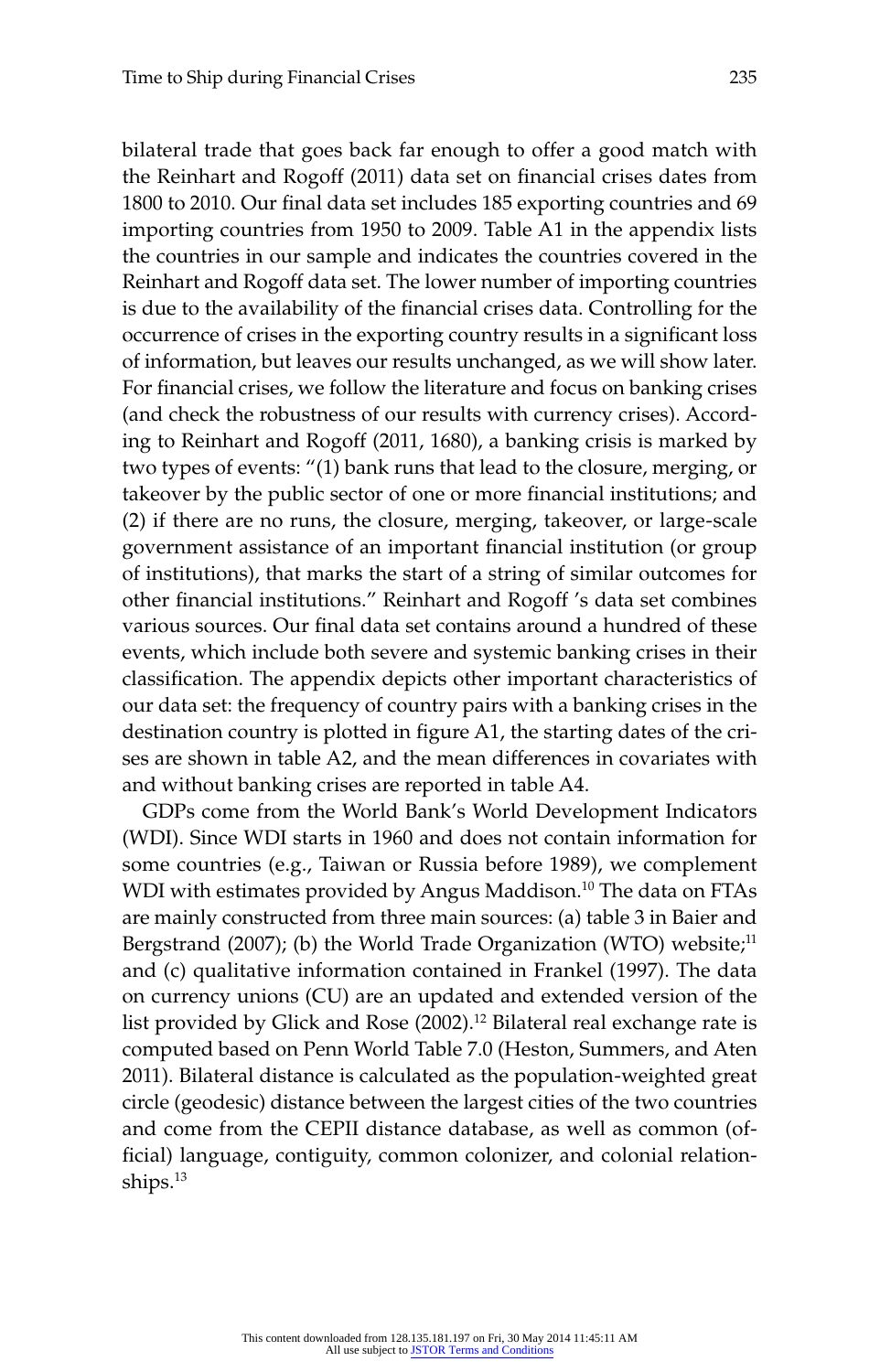bilateral trade that goes back far enough to offer a good match with the Reinhart and Rogoff (2011) data set on financial crises dates from 1800 to 2010. Our final data set includes 185 exporting countries and 69 importing countries from 1950 to 2009. Table A1 in the appendix lists the countries in our sample and indicates the countries covered in the Reinhart and Rogoff data set. The lower number of importing countries is due to the availability of the financial crises data. Controlling for the occurrence of crises in the exporting country results in a significant loss of information, but leaves our results unchanged, as we will show later. For financial crises, we follow the literature and focus on banking crises (and check the robustness of our results with currency crises). According to Reinhart and Rogoff (2011, 1680), a banking crisis is marked by two types of events: "(1) bank runs that lead to the closure, merging, or takeover by the public sector of one or more financial institutions; and (2) if there are no runs, the closure, merging, takeover, or large-scale government assistance of an important financial institution (or group of institutions), that marks the start of a string of similar outcomes for other financial institutions." Reinhart and Rogoff 's data set combines various sources. Our final data set contains around a hundred of these events, which include both severe and systemic banking crises in their classification. The appendix depicts other important characteristics of our data set: the frequency of country pairs with a banking crises in the destination country is plotted in figure A1, the starting dates of the crises are shown in table A2, and the mean differences in covariates with and without banking crises are reported in table A4.

GDPs come from the World Bank's World Development Indicators (WDI). Since WDI starts in 1960 and does not contain information for some countries (e.g., Taiwan or Russia before 1989), we complement WDI with estimates provided by Angus Maddison.[10] The data on FTAs are mainly constructed from three main sources: (a) table 3 in Baier and Bergstrand (2007); (b) the World Trade Organization (WTO) website;[11] and (c) qualitative information contained in Frankel (1997). The data on currency unions (CU) are an updated and extended version of the list provided by Glick and Rose (2002).[12] Bilateral real exchange rate is computed based on Penn World Table 7.0 (Heston, Summers, and Aten 2011). Bilateral distance is calculated as the population-weighted great circle (geodesic) distance between the largest cities of the two countries and come from the CEPII distance database, as well as common (official) language, contiguity, common colonizer, and colonial relationships.[13]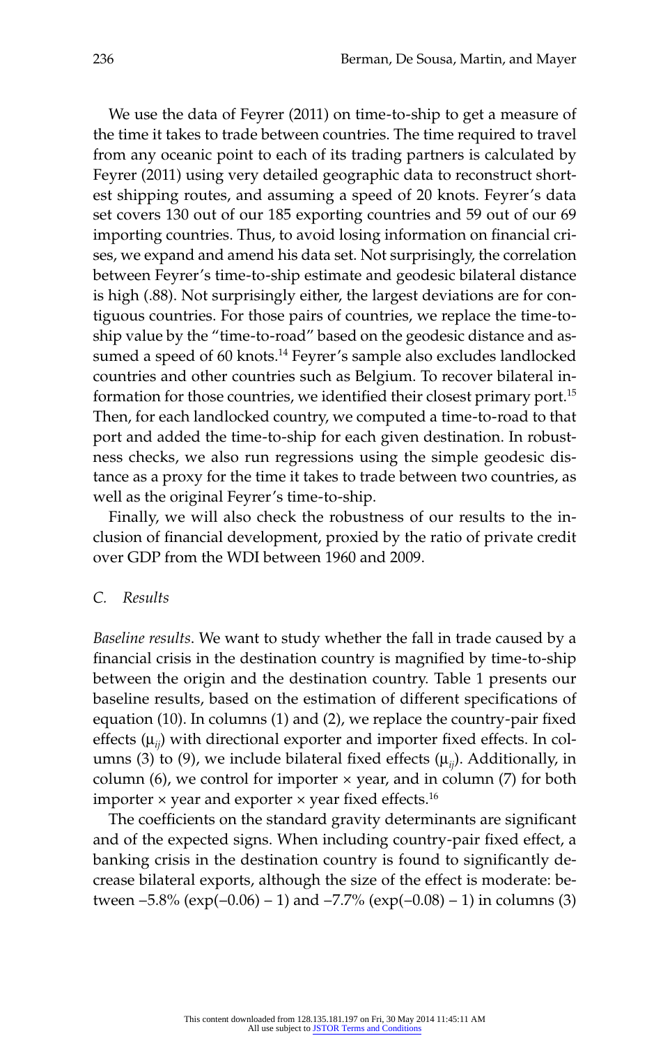We use the data of Feyrer (2011) on time-to-ship to get a measure of the time it takes to trade between countries. The time required to travel from any oceanic point to each of its trading partners is calculated by Feyrer (2011) using very detailed geographic data to reconstruct shortest shipping routes, and assuming a speed of 20 knots. Feyrer's data set covers 130 out of our 185 exporting countries and 59 out of our 69 importing countries. Thus, to avoid losing information on financial crises, we expand and amend his data set. Not surprisingly, the correlation between Feyrer's time-to-ship estimate and geodesic bilateral distance is high (.88). Not surprisingly either, the largest deviations are for contiguous countries. For those pairs of countries, we replace the time-to-ship value by the "time-to-road" based on the geodesic distance and assumed a speed of 60 knots.[14] Feyrer's sample also excludes landlocked countries and other countries such as Belgium. To recover bilateral information for those countries, we identified their closest primary port.[15] Then, for each landlocked country, we computed a time-to-road to that port and added the time-to-ship for each given destination. In robustness checks, we also run regressions using the simple geodesic distance as a proxy for the time it takes to trade between two countries, as well as the original Feyrer's time-to-ship.

Finally, we will also check the robustness of our results to the inclusion of financial development, proxied by the ratio of private credit over GDP from the WDI between 1960 and 2009.

### C. *Results*

*Baseline results*. We want to study whether the fall in trade caused by a financial crisis in the destination country is magnified by time-to-ship between the origin and the destination country. Table 1 presents our baseline results, based on the estimation of different specifications of equation (10). In columns (1) and (2), we replace the country-pair fixed effects ($\mu_{ij}$) with directional exporter and importer fixed effects. In columns (3) to (9), we include bilateral fixed effects ($\mu_{ij}$). Additionally, in column (6), we control for importer × year, and in column (7) for both importer × year and exporter × year fixed effects.[16]

The coefficients on the standard gravity determinants are significant and of the expected signs. When including country-pair fixed effect, a banking crisis in the destination country is found to significantly decrease bilateral exports, although the size of the effect is moderate: between –5.8% (exp(–0.06) – 1) and –7.7% (exp(–0.08) – 1) in columns (3)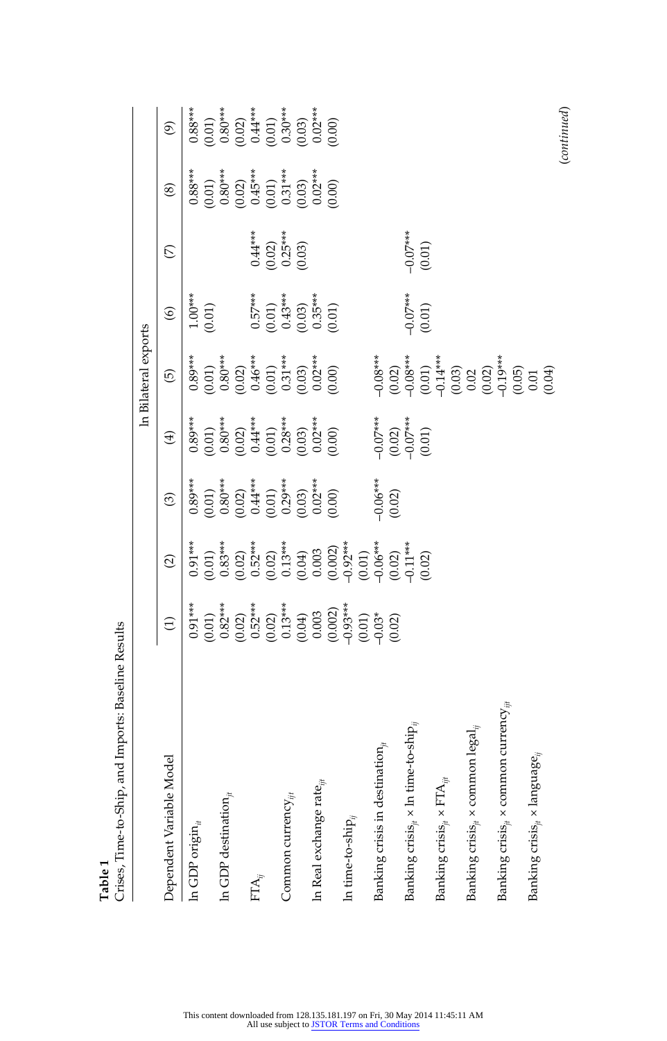**Table 1**
Crises, Time-to-Ship, and Imports: Baseline Results

| Dependent Variable Model | ln Bilateral exports | | | | | | | | |
|---|---|---|---|---|---|---|---|---|---|
| | (1) | (2) | (3) | (4) | (5) | (6) | (7) | (8) | (9) |
| ln GDP origin$_{it}$ | 0.91*** | 0.91*** | 0.89*** | 0.89*** | 0.89*** | 1.00*** | | 0.88*** | 0.88*** |
| | (0.01) | (0.01) | (0.01) | (0.01) | (0.01) | (0.01) | | (0.01) | (0.01) |
| ln GDP destination$_{jt}$ | 0.82*** | 0.83*** | 0.80*** | 0.80*** | 0.80*** | | | 0.80*** | 0.80*** |
| | (0.02) | (0.02) | (0.02) | (0.02) | (0.02) | | | (0.02) | (0.02) |
| FTA$_{ij}$ | 0.52*** | 0.52*** | 0.44*** | 0.44*** | 0.46*** | 0.57*** | 0.44*** | 0.45*** | 0.44*** |
| | (0.02) | (0.02) | (0.01) | (0.01) | (0.01) | (0.01) | (0.02) | (0.01) | (0.01) |
| Common currency$_{ijt}$ | 0.13*** | 0.13*** | 0.29*** | 0.28*** | 0.31*** | 0.43*** | 0.25*** | 0.31*** | 0.30*** |
| | (0.04) | (0.04) | (0.03) | (0.03) | (0.03) | (0.03) | (0.03) | (0.03) | (0.03) |
| ln Real exchange rate$_{ijt}$ | 0.003 | 0.003 | 0.02*** | 0.02*** | 0.02*** | 0.35*** | | 0.02*** | 0.02*** |
| | (0.002) | (0.002) | (0.00) | (0.00) | (0.00) | (0.01) | | (0.00) | (0.00) |
| ln time-to-ship$_{ij}$ | −0.93*** | −0.92*** | | | | | | | |
| | (0.01) | (0.01) | | | | | | | |
| Banking crisis in destination$_{jt}$ | −0.03* | −0.06*** | −0.06*** | −0.07*** | −0.08*** | | | | |
| | (0.02) | (0.02) | (0.02) | (0.02) | (0.02) | | | | |
| Banking crisis$_{jt}$ × ln time-to-ship$_{ij}$ | | −0.11*** | | −0.07*** | −0.08*** | −0.07*** | −0.07*** | | |
| | | (0.02) | | (0.01) | (0.01) | (0.01) | (0.01) | | |
| Banking crisis$_{jt}$ × FTA$_{ijt}$ | | | | | −0.14*** | | | | |
| | | | | | (0.03) | | | | |
| Banking crisis$_{jt}$ × common legal$_{ij}$ | | | | | 0.02 | | | | |
| | | | | | (0.02) | | | | |
| Banking crisis$_{jt}$ × common currency$_{ijt}$ | | | | | −0.19*** | | | | |
| | | | | | (0.05) | | | | |
| Banking crisis$_{jt}$ × language$_{ij}$ | | | | | 0.01 | | | | |
| | | | | | (0.04) | | | | |

(*continued*)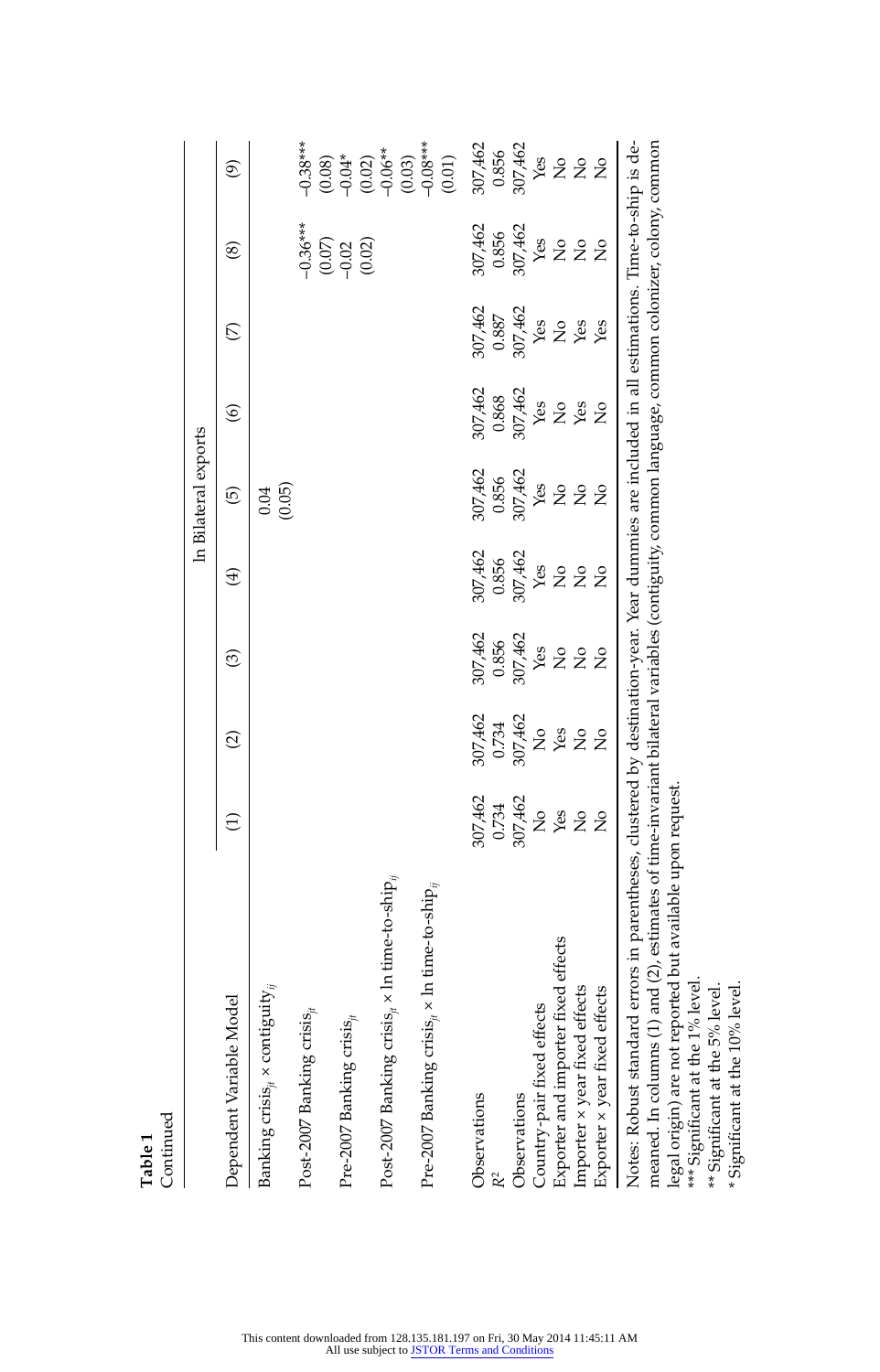**Table 1**
Continued

| Dependent Variable Model | ln Bilateral exports | | | | | | | | |
|---|---|---|---|---|---|---|---|---|---|
| | (1) | (2) | (3) | (4) | (5) | (6) | (7) | (8) | (9) |
| Banking crisis$_{jt}$ × contiguity$_{ij}$ | | | | | 0.04 | | | | |
| | | | | | (0.05) | | | | |
| Post-2007 Banking crisis$_{jt}$ | | | | | | | | −0.36*** | −0.38*** |
| | | | | | | | | (0.07) | (0.08) |
| Pre-2007 Banking crisis$_{jt}$ | | | | | | | | −0.02 | −0.04* |
| | | | | | | | | (0.02) | (0.02) |
| Post-2007 Banking crisis$_{jt}$ × ln time-to-ship$_{ij}$ | | | | | | | | | −0.06** |
| | | | | | | | | | (0.03) |
| Pre-2007 Banking crisis$_{jt}$ × ln time-to-ship$_{ij}$ | | | | | | | | | −0.08*** |
| | | | | | | | | | (0.01) |
| Observations | 307,462 | 307,462 | 307,462 | 307,462 | 307,462 | 307,462 | 307,462 | 307,462 | 307,462 |
| $R^2$ | 0.734 | 0.734 | 0.856 | 0.856 | 0.856 | 0.868 | 0.887 | 0.856 | 0.856 |
| Observations | 307,462 | 307,462 | 307,462 | 307,462 | 307,462 | 307,462 | 307,462 | 307,462 | 307,462 |
| Country-pair fixed effects | No | No | Yes | Yes | Yes | Yes | Yes | Yes | Yes |
| Exporter and importer fixed effects | Yes | Yes | No | No | No | No | No | No | No |
| Importer × year fixed effects | No | No | No | No | No | Yes | Yes | No | No |
| Exporter × year fixed effects | No | No | No | No | No | No | Yes | No | No |

Notes: Robust standard errors in parentheses, clustered by destination-year. Year dummies are included in all estimations. Time-to-ship is demeaned. In columns (1) and (2), estimates of time-invariant bilateral variables (contiguity, common language, common colonizer, colony, common legal origin) are not reported but available upon request.
*** Significant at the 1% level.
** Significant at the 5% level.
* Significant at the 10% level.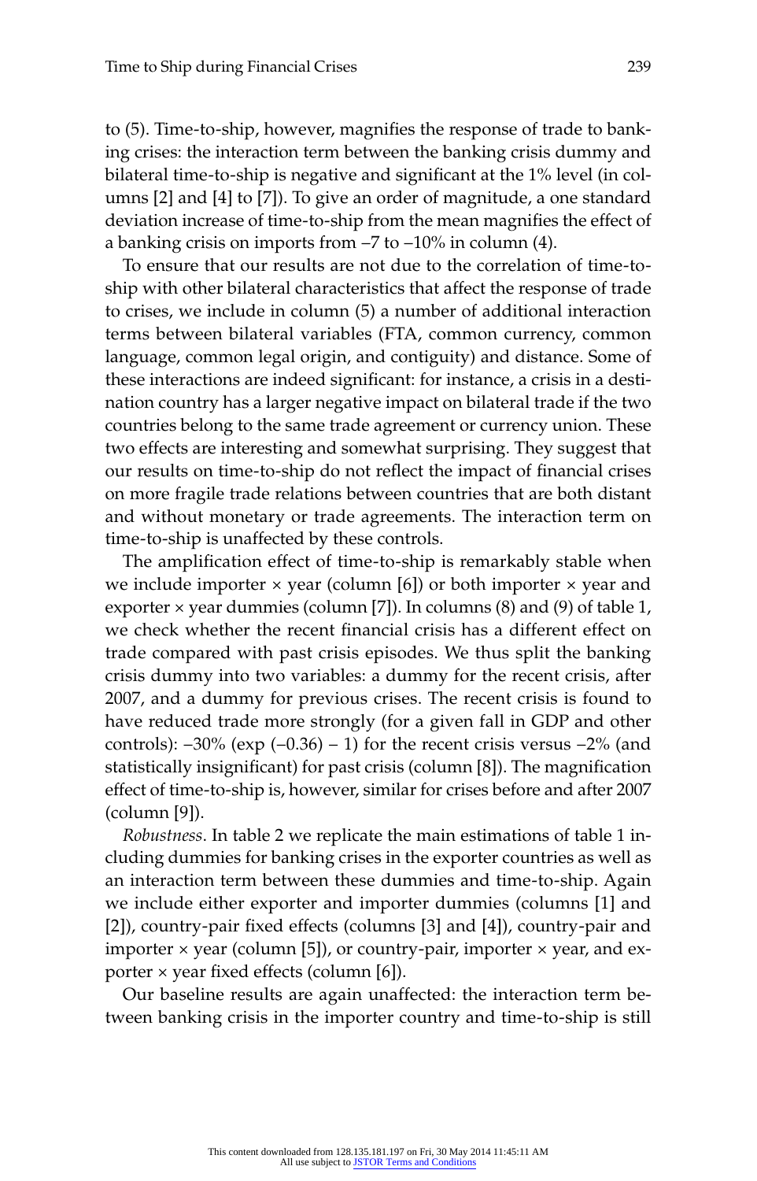to (5). Time-to-ship, however, magnifies the response of trade to banking crises: the interaction term between the banking crisis dummy and bilateral time-to-ship is negative and significant at the 1% level (in columns [2] and [4] to [7]). To give an order of magnitude, a one standard deviation increase of time-to-ship from the mean magnifies the effect of a banking crisis on imports from –7 to –10% in column (4).

To ensure that our results are not due to the correlation of time-to-ship with other bilateral characteristics that affect the response of trade to crises, we include in column (5) a number of additional interaction terms between bilateral variables (FTA, common currency, common language, common legal origin, and contiguity) and distance. Some of these interactions are indeed significant: for instance, a crisis in a destination country has a larger negative impact on bilateral trade if the two countries belong to the same trade agreement or currency union. These two effects are interesting and somewhat surprising. They suggest that our results on time-to-ship do not reflect the impact of financial crises on more fragile trade relations between countries that are both distant and without monetary or trade agreements. The interaction term on time-to-ship is unaffected by these controls.

The amplification effect of time-to-ship is remarkably stable when we include importer × year (column [6]) or both importer × year and exporter × year dummies (column [7]). In columns (8) and (9) of table 1, we check whether the recent financial crisis has a different effect on trade compared with past crisis episodes. We thus split the banking crisis dummy into two variables: a dummy for the recent crisis, after 2007, and a dummy for previous crises. The recent crisis is found to have reduced trade more strongly (for a given fall in GDP and other controls): –30% (exp (–0.36) – 1) for the recent crisis versus –2% (and statistically insignificant) for past crisis (column [8]). The magnification effect of time-to-ship is, however, similar for crises before and after 2007 (column [9]).

*Robustness*. In table 2 we replicate the main estimations of table 1 including dummies for banking crises in the exporter countries as well as an interaction term between these dummies and time-to-ship. Again we include either exporter and importer dummies (columns [1] and [2]), country-pair fixed effects (columns [3] and [4]), country-pair and importer × year (column [5]), or country-pair, importer × year, and exporter × year fixed effects (column [6]).

Our baseline results are again unaffected: the interaction term between banking crisis in the importer country and time-to-ship is still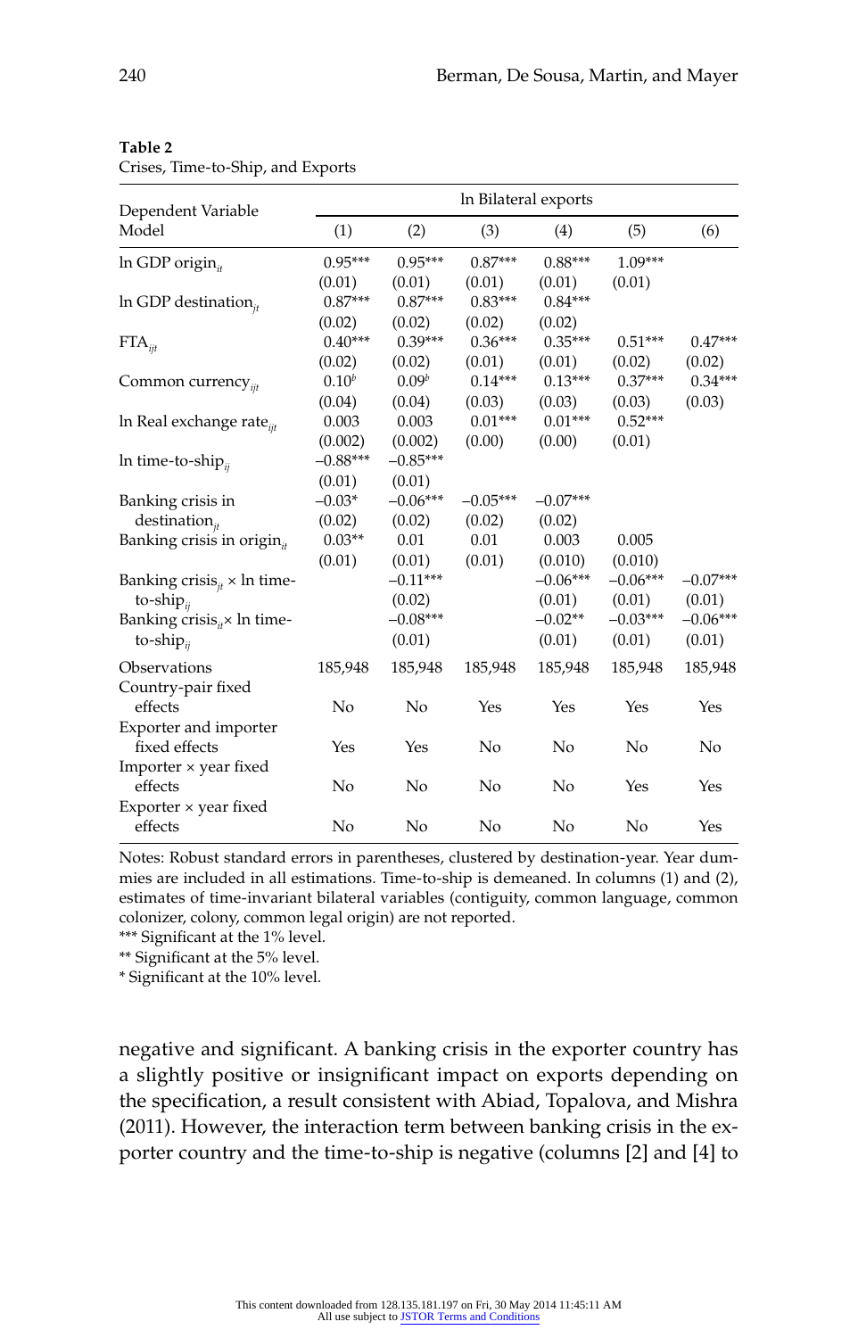**Table 2**
Crises, Time-to-Ship, and Exports

| Dependent Variable Model | ln Bilateral exports | | | | | |
|---|---|---|---|---|---|---|
| | (1) | (2) | (3) | (4) | (5) | (6) |
| ln GDP origin$_{it}$ | 0.95*** | 0.95*** | 0.87*** | 0.88*** | 1.09*** | |
| | (0.01) | (0.01) | (0.01) | (0.01) | (0.01) | |
| ln GDP destination$_{jt}$ | 0.87*** | 0.87*** | 0.83*** | 0.84*** | | |
| | (0.02) | (0.02) | (0.02) | (0.02) | | |
| FTA$_{ijt}$ | 0.40*** | 0.39*** | 0.36*** | 0.35*** | 0.51*** | 0.47*** |
| | (0.02) | (0.02) | (0.01) | (0.01) | (0.02) | (0.02) |
| Common currency$_{ijt}$ | 0.10$^b$ | 0.09$^b$ | 0.14*** | 0.13*** | 0.37*** | 0.34*** |
| | (0.04) | (0.04) | (0.03) | (0.03) | (0.03) | (0.03) |
| ln Real exchange rate$_{ijt}$ | 0.003 | 0.003 | 0.01*** | 0.01*** | 0.52*** | |
| | (0.002) | (0.002) | (0.00) | (0.00) | (0.01) | |
| ln time-to-ship$_{ij}$ | −0.88*** | −0.85*** | | | | |
| | (0.01) | (0.01) | | | | |
| Banking crisis in destination$_{jt}$ | −0.03* | −0.06*** | −0.05*** | −0.07*** | | |
| | (0.02) | (0.02) | (0.02) | (0.02) | | |
| Banking crisis in origin$_{it}$ | 0.03** | 0.01 | 0.01 | 0.003 | 0.005 | |
| | (0.01) | (0.01) | (0.01) | (0.010) | (0.010) | |
| Banking crisis$_{jt}$ × ln time-to-ship$_{ij}$ | | −0.11*** | | −0.06*** | −0.06*** | −0.07*** |
| | | (0.02) | | (0.01) | (0.01) | (0.01) |
| Banking crisis$_{it}$× ln time-to-ship$_{ij}$ | | −0.08*** | | −0.02** | −0.03*** | −0.06*** |
| | | (0.01) | | (0.01) | (0.01) | (0.01) |
| Observations | 185,948 | 185,948 | 185,948 | 185,948 | 185,948 | 185,948 |
| Country-pair fixed effects | No | No | Yes | Yes | Yes | Yes |
| Exporter and importer fixed effects | Yes | Yes | No | No | No | No |
| Importer × year fixed effects | No | No | No | No | Yes | Yes |
| Exporter × year fixed effects | No | No | No | No | No | Yes |

Notes: Robust standard errors in parentheses, clustered by destination-year. Year dummies are included in all estimations. Time-to-ship is demeaned. In columns (1) and (2), estimates of time-invariant bilateral variables (contiguity, common language, common colonizer, colony, common legal origin) are not reported.
*** Significant at the 1% level.
** Significant at the 5% level.
* Significant at the 10% level.

negative and significant. A banking crisis in the exporter country has a slightly positive or insignificant impact on exports depending on the specification, a result consistent with Abiad, Topalova, and Mishra (2011). However, the interaction term between banking crisis in the exporter country and the time-to-ship is negative (columns [2] and [4] to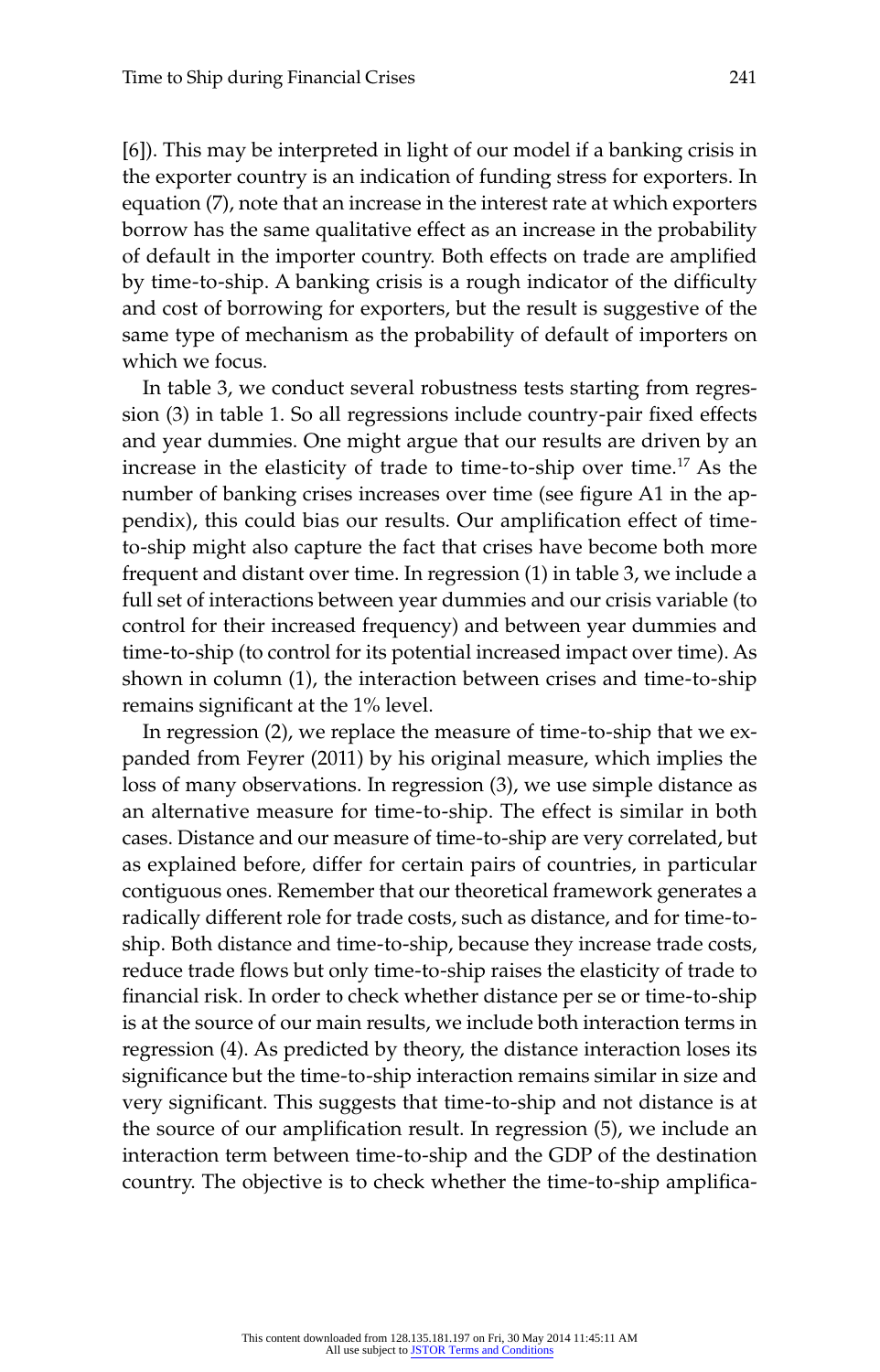[6]). This may be interpreted in light of our model if a banking crisis in the exporter country is an indication of funding stress for exporters. In equation (7), note that an increase in the interest rate at which exporters borrow has the same qualitative effect as an increase in the probability of default in the importer country. Both effects on trade are amplified by time-to-ship. A banking crisis is a rough indicator of the difficulty and cost of borrowing for exporters, but the result is suggestive of the same type of mechanism as the probability of default of importers on which we focus.

In table 3, we conduct several robustness tests starting from regression (3) in table 1. So all regressions include country-pair fixed effects and year dummies. One might argue that our results are driven by an increase in the elasticity of trade to time-to-ship over time.[17] As the number of banking crises increases over time (see figure A1 in the appendix), this could bias our results. Our amplification effect of time-to-ship might also capture the fact that crises have become both more frequent and distant over time. In regression (1) in table 3, we include a full set of interactions between year dummies and our crisis variable (to control for their increased frequency) and between year dummies and time-to-ship (to control for its potential increased impact over time). As shown in column (1), the interaction between crises and time-to-ship remains significant at the 1% level.

In regression (2), we replace the measure of time-to-ship that we expanded from Feyrer (2011) by his original measure, which implies the loss of many observations. In regression (3), we use simple distance as an alternative measure for time-to-ship. The effect is similar in both cases. Distance and our measure of time-to-ship are very correlated, but as explained before, differ for certain pairs of countries, in particular contiguous ones. Remember that our theoretical framework generates a radically different role for trade costs, such as distance, and for time-to-ship. Both distance and time-to-ship, because they increase trade costs, reduce trade flows but only time-to-ship raises the elasticity of trade to financial risk. In order to check whether distance per se or time-to-ship is at the source of our main results, we include both interaction terms in regression (4). As predicted by theory, the distance interaction loses its significance but the time-to-ship interaction remains similar in size and very significant. This suggests that time-to-ship and not distance is at the source of our amplification result. In regression (5), we include an interaction term between time-to-ship and the GDP of the destination country. The objective is to check whether the time-to-ship amplifica-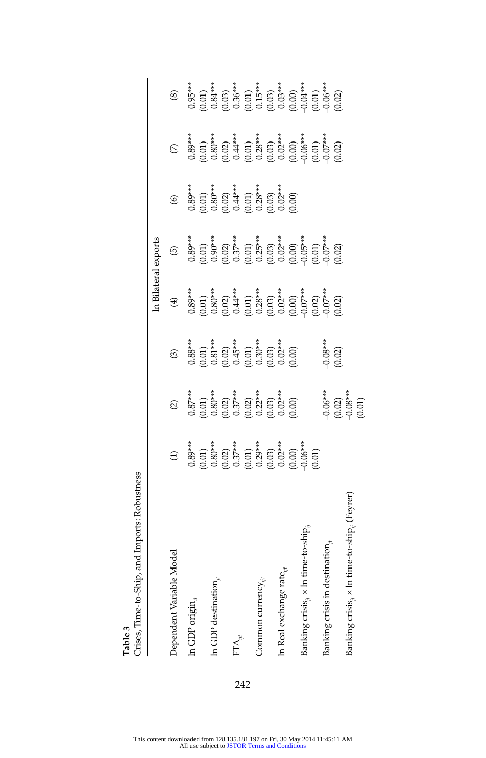**Table 3**
Crises, Time-to-Ship, and Imports: Robustness

| Dependent Variable Model | ln Bilateral exports | | | | | | | |
|---|---|---|---|---|---|---|---|---|
| | (1) | (2) | (3) | (4) | (5) | (6) | (7) | (8) |
| ln GDP origin$_{it}$ | 0.89*** | 0.87*** | 0.88*** | 0.89*** | 0.89*** | 0.89*** | 0.89*** | 0.95*** |
| | (0.01) | (0.01) | (0.01) | (0.01) | (0.01) | (0.01) | (0.01) | (0.01) |
| ln GDP destination$_{jt}$ | 0.80*** | 0.80*** | 0.81*** | 0.80*** | 0.90*** | 0.80*** | 0.80*** | 0.84*** |
| | (0.02) | (0.02) | (0.02) | (0.02) | (0.02) | (0.02) | (0.02) | (0.03) |
| FTA$_{ijt}$ | 0.37*** | 0.37*** | 0.45*** | 0.44*** | 0.37*** | 0.44*** | 0.44*** | 0.36*** |
| | (0.01) | (0.02) | (0.01) | (0.01) | (0.01) | (0.01) | (0.01) | (0.01) |
| Common currency$_{ijt}$ | 0.29*** | 0.22*** | 0.30*** | 0.28*** | 0.25*** | 0.28*** | 0.28*** | 0.15*** |
| | (0.03) | (0.03) | (0.03) | (0.03) | (0.03) | (0.03) | (0.03) | (0.03) |
| ln Real exchange rate$_{ijt}$ | 0.02*** | 0.02*** | 0.02*** | 0.02*** | 0.02*** | 0.02*** | 0.02*** | 0.03*** |
| | (0.00) | (0.00) | (0.00) | (0.00) | (0.00) | (0.00) | (0.00) | (0.00) |
| Banking crisis$_{jt}$ × ln time-to-ship$_{ij}$ | −0.06*** | | | −0.07*** | −0.05*** | | −0.06*** | −0.04*** |
| | (0.01) | | | (0.02) | (0.01) | | (0.01) | (0.01) |
| Banking crisis in destination$_{jt}$ | | −0.06*** | −0.08*** | −0.07*** | −0.07*** | | −0.07*** | −0.06*** |
| | | (0.02) | (0.02) | (0.02) | (0.02) | | (0.02) | (0.02) |
| Banking crisis$_{jt}$ × ln time-to-ship$_{ij}$ (Feyrer) | | −0.08*** | | | | | | |
| | | (0.01) | | | | | | |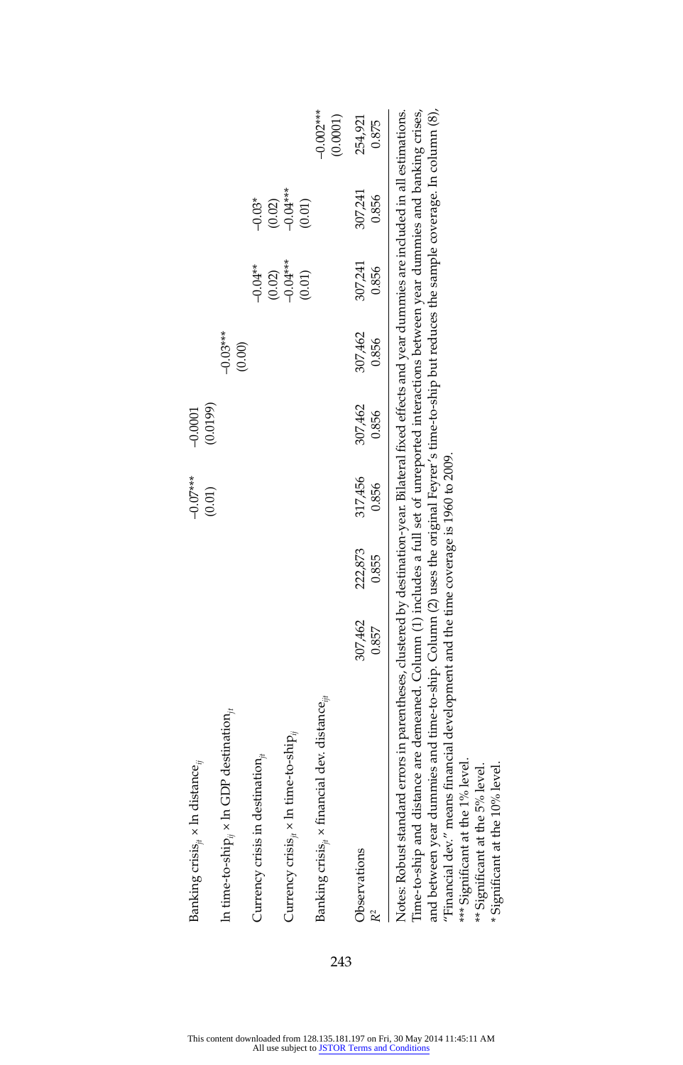| | | | | | | | | |
|---|---|---|---|---|---|---|---|---|
| Banking crisis$_{jt}$ × ln distance$_{ij}$ | | | −0.07*** | −0.0001 | | | | |
| | | | (0.01) | (0.0199) | | | | |
| ln time-to-ship$_{ij}$ × ln GDP destination$_{jt}$ | | | | | −0.03*** | | | |
| | | | | | (0.00) | | | |
| Currency crisis in destination$_{jt}$ | | | | | | −0.04** | −0.03* | |
| | | | | | | (0.02) | (0.02) | |
| Currency crisis$_{jt}$ × ln time-to-ship$_{ij}$ | | | | | | −0.04*** | −0.04*** | |
| | | | | | | (0.01) | (0.01) | |
| Banking crisis$_{jt}$ × financial dev. distance$_{ijt}$ | | | | | | | | −0.002*** |
| | | | | | | | | (0.0001) |
| Observations | 307,462 | 222,873 | 317,456 | 307,462 | 307,462 | 307,241 | 307,241 | 254,921 |
| $R^2$ | 0.857 | 0.855 | 0.856 | 0.856 | 0.856 | 0.856 | 0.856 | 0.875 |

Notes: Robust standard errors in parentheses, clustered by destination-year. Bilateral fixed effects and year dummies are included in all estimations. Time-to-ship and distance are demeaned. Column (1) includes a full set of unreported interactions between year dummies and banking crises, and between year dummies and time-to-ship. Column (2) uses the original Feyrer's time-to-ship but reduces the sample coverage. In column (8), "Financial dev." means financial development and the time coverage is 1960 to 2009.

*** Significant at the 1% level.

** Significant at the 5% level.

* Significant at the 10% level.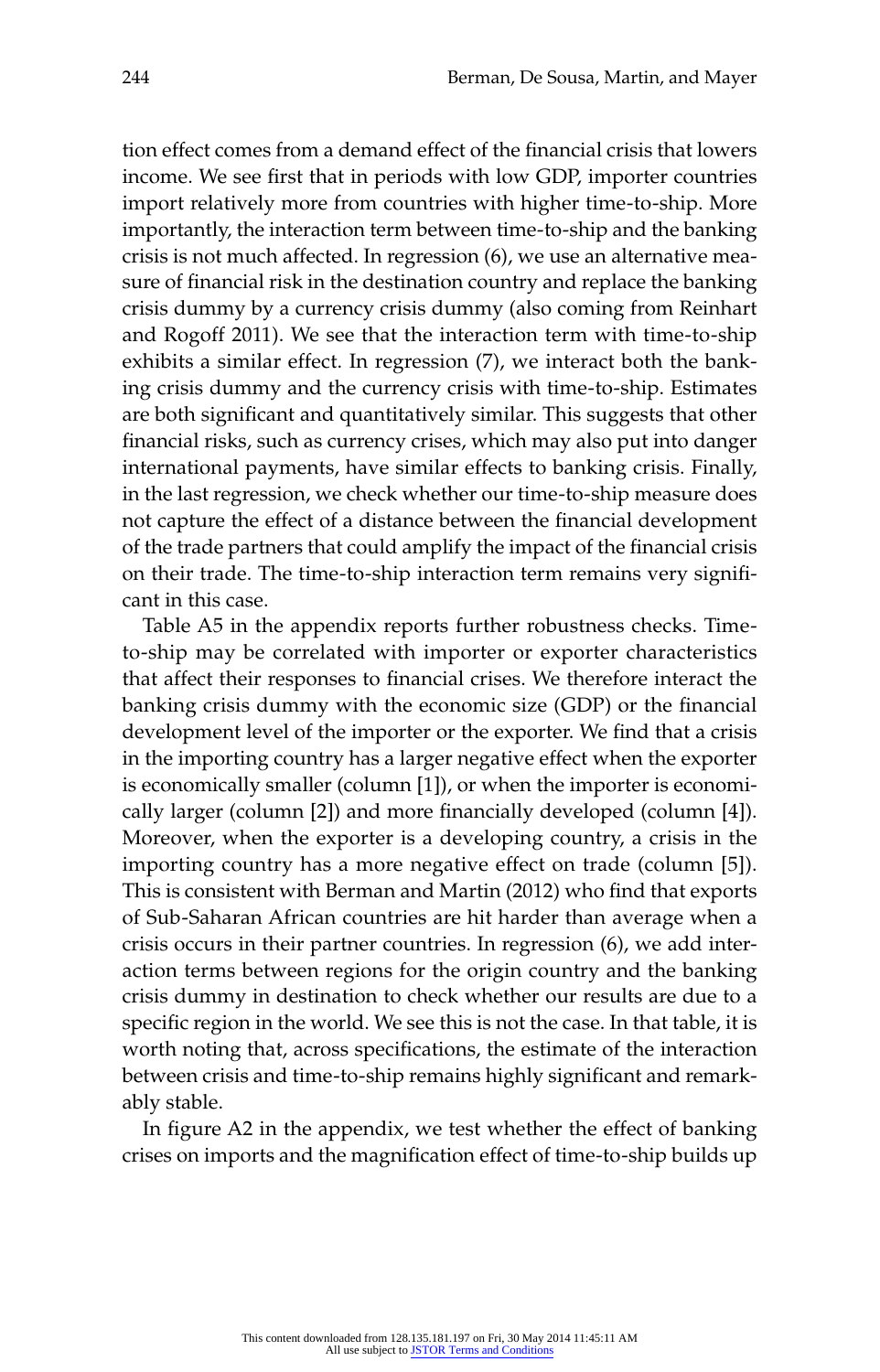tion effect comes from a demand effect of the financial crisis that lowers income. We see first that in periods with low GDP, importer countries import relatively more from countries with higher time-to-ship. More importantly, the interaction term between time-to-ship and the banking crisis is not much affected. In regression (6), we use an alternative measure of financial risk in the destination country and replace the banking crisis dummy by a currency crisis dummy (also coming from Reinhart and Rogoff 2011). We see that the interaction term with time-to-ship exhibits a similar effect. In regression (7), we interact both the banking crisis dummy and the currency crisis with time-to-ship. Estimates are both significant and quantitatively similar. This suggests that other financial risks, such as currency crises, which may also put into danger international payments, have similar effects to banking crisis. Finally, in the last regression, we check whether our time-to-ship measure does not capture the effect of a distance between the financial development of the trade partners that could amplify the impact of the financial crisis on their trade. The time-to-ship interaction term remains very significant in this case.

Table A5 in the appendix reports further robustness checks. Time-to-ship may be correlated with importer or exporter characteristics that affect their responses to financial crises. We therefore interact the banking crisis dummy with the economic size (GDP) or the financial development level of the importer or the exporter. We find that a crisis in the importing country has a larger negative effect when the exporter is economically smaller (column [1]), or when the importer is economically larger (column [2]) and more financially developed (column [4]). Moreover, when the exporter is a developing country, a crisis in the importing country has a more negative effect on trade (column [5]). This is consistent with Berman and Martin (2012) who find that exports of Sub-Saharan African countries are hit harder than average when a crisis occurs in their partner countries. In regression (6), we add interaction terms between regions for the origin country and the banking crisis dummy in destination to check whether our results are due to a specific region in the world. We see this is not the case. In that table, it is worth noting that, across specifications, the estimate of the interaction between crisis and time-to-ship remains highly significant and remarkably stable.

In figure A2 in the appendix, we test whether the effect of banking crises on imports and the magnification effect of time-to-ship builds up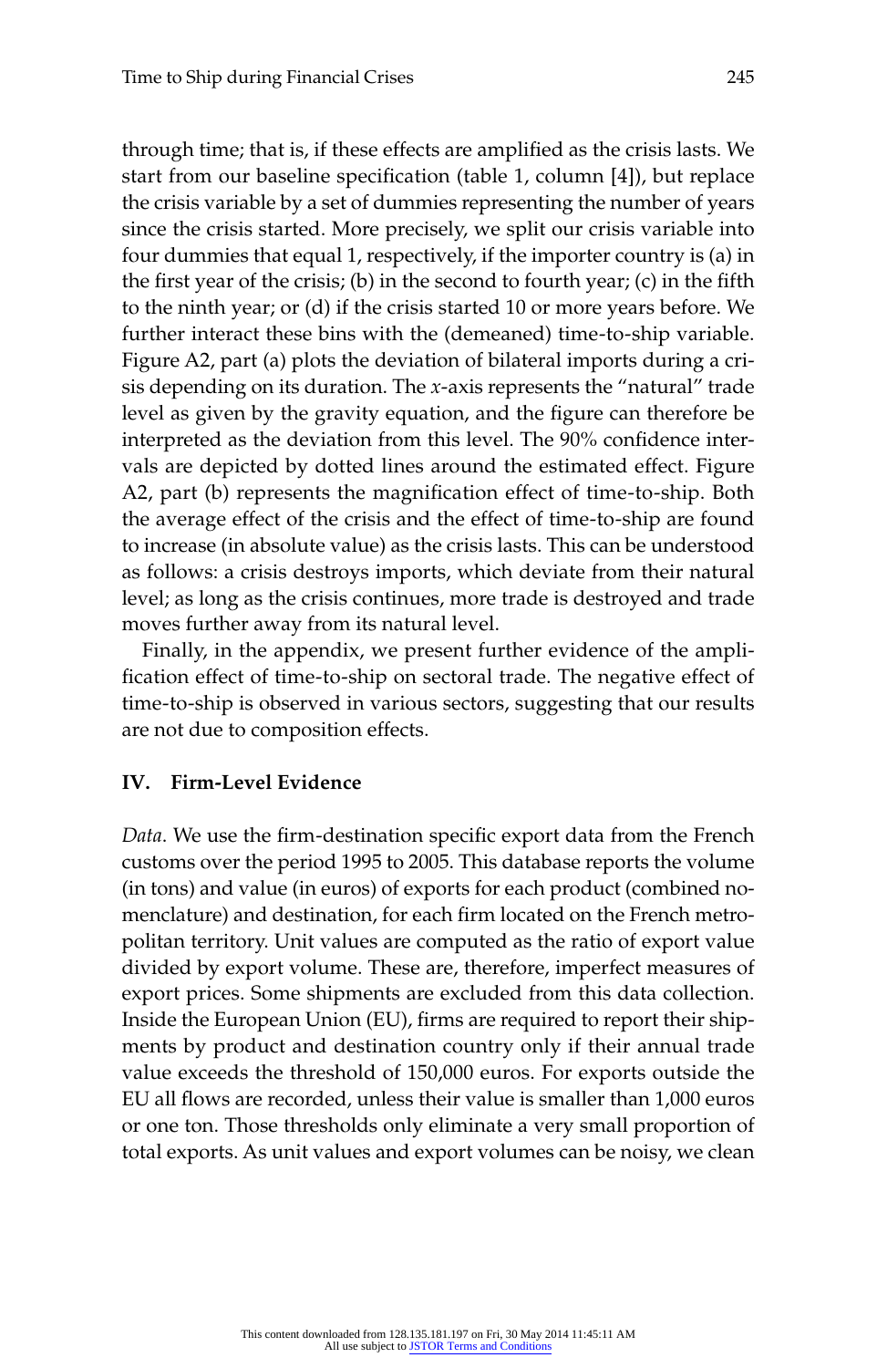through time; that is, if these effects are amplified as the crisis lasts. We start from our baseline specification (table 1, column [4]), but replace the crisis variable by a set of dummies representing the number of years since the crisis started. More precisely, we split our crisis variable into four dummies that equal 1, respectively, if the importer country is (a) in the first year of the crisis; (b) in the second to fourth year; (c) in the fifth to the ninth year; or (d) if the crisis started 10 or more years before. We further interact these bins with the (demeaned) time-to-ship variable. Figure A2, part (a) plots the deviation of bilateral imports during a crisis depending on its duration. The $x$-axis represents the "natural" trade level as given by the gravity equation, and the figure can therefore be interpreted as the deviation from this level. The 90% confidence intervals are depicted by dotted lines around the estimated effect. Figure A2, part (b) represents the magnification effect of time-to-ship. Both the average effect of the crisis and the effect of time-to-ship are found to increase (in absolute value) as the crisis lasts. This can be understood as follows: a crisis destroys imports, which deviate from their natural level; as long as the crisis continues, more trade is destroyed and trade moves further away from its natural level.

Finally, in the appendix, we present further evidence of the amplification effect of time-to-ship on sectoral trade. The negative effect of time-to-ship is observed in various sectors, suggesting that our results are not due to composition effects.

## IV. Firm-Level Evidence

*Data*. We use the firm-destination specific export data from the French customs over the period 1995 to 2005. This database reports the volume (in tons) and value (in euros) of exports for each product (combined nomenclature) and destination, for each firm located on the French metropolitan territory. Unit values are computed as the ratio of export value divided by export volume. These are, therefore, imperfect measures of export prices. Some shipments are excluded from this data collection. Inside the European Union (EU), firms are required to report their shipments by product and destination country only if their annual trade value exceeds the threshold of 150,000 euros. For exports outside the EU all flows are recorded, unless their value is smaller than 1,000 euros or one ton. Those thresholds only eliminate a very small proportion of total exports. As unit values and export volumes can be noisy, we clean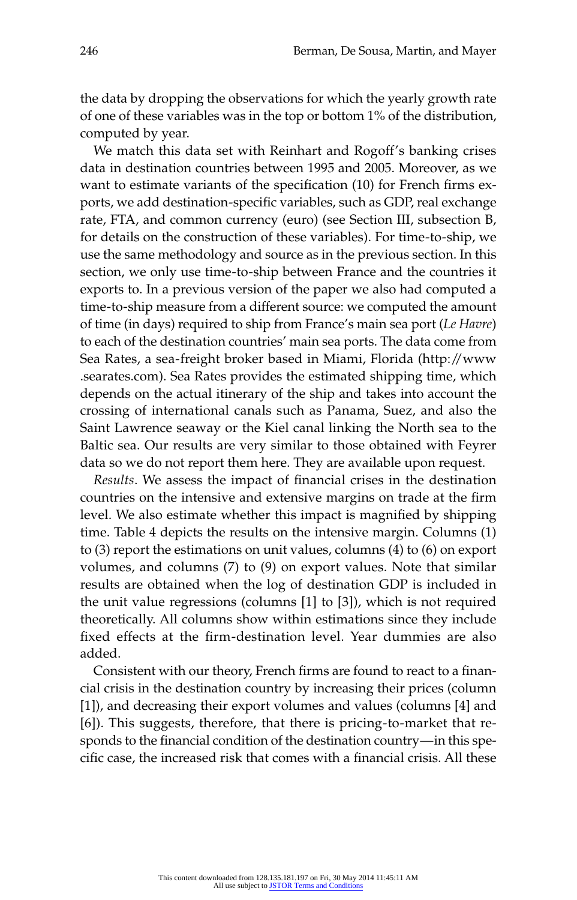the data by dropping the observations for which the yearly growth rate of one of these variables was in the top or bottom 1% of the distribution, computed by year.

We match this data set with Reinhart and Rogoff's banking crises data in destination countries between 1995 and 2005. Moreover, as we want to estimate variants of the specification (10) for French firms exports, we add destination-specific variables, such as GDP, real exchange rate, FTA, and common currency (euro) (see Section III, subsection B, for details on the construction of these variables). For time-to-ship, we use the same methodology and source as in the previous section. In this section, we only use time-to-ship between France and the countries it exports to. In a previous version of the paper we also had computed a time-to-ship measure from a different source: we computed the amount of time (in days) required to ship from France's main sea port (*Le Havre*) to each of the destination countries' main sea ports. The data come from Sea Rates, a sea-freight broker based in Miami, Florida (http://www.searates.com). Sea Rates provides the estimated shipping time, which depends on the actual itinerary of the ship and takes into account the crossing of international canals such as Panama, Suez, and also the Saint Lawrence seaway or the Kiel canal linking the North sea to the Baltic sea. Our results are very similar to those obtained with Feyrer data so we do not report them here. They are available upon request.

*Results*. We assess the impact of financial crises in the destination countries on the intensive and extensive margins on trade at the firm level. We also estimate whether this impact is magnified by shipping time. Table 4 depicts the results on the intensive margin. Columns (1) to (3) report the estimations on unit values, columns (4) to (6) on export volumes, and columns (7) to (9) on export values. Note that similar results are obtained when the log of destination GDP is included in the unit value regressions (columns [1] to [3]), which is not required theoretically. All columns show within estimations since they include fixed effects at the firm-destination level. Year dummies are also added.

Consistent with our theory, French firms are found to react to a financial crisis in the destination country by increasing their prices (column [1]), and decreasing their export volumes and values (columns [4] and [6]). This suggests, therefore, that there is pricing-to-market that responds to the financial condition of the destination country—in this specific case, the increased risk that comes with a financial crisis. All these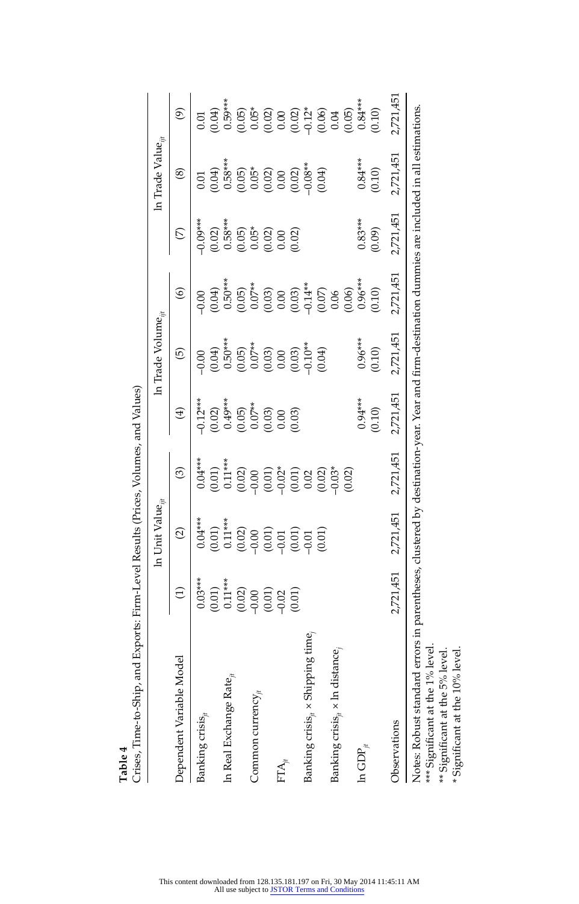**Table 4**

Crises, Time-to-Ship, and Exports: Firm-Level Results (Prices, Volumes, and Values)

| Dependent Variable Model | ln Unit Value$_{ijt}$ | | | ln Trade Volume$_{ijt}$ | | | ln Trade Value$_{ijt}$ | | |
|---|---|---|---|---|---|---|---|---|---|
| | (1) | (2) | (3) | (4) | (5) | (6) | (7) | (8) | (9) |
| Banking crisis$_{jt}$ | 0.03*** | 0.04*** | 0.04*** | −0.12*** | −0.00 | −0.00 | −0.09*** | 0.01 | 0.01 |
| | (0.01) | (0.01) | (0.01) | (0.02) | (0.04) | (0.04) | (0.02) | (0.04) | (0.04) |
| ln Real Exchange Rate$_{jt}$ | 0.11*** | 0.11*** | 0.11*** | 0.49*** | 0.50*** | 0.50*** | 0.58*** | 0.58*** | 0.59*** |
| | (0.02) | (0.02) | (0.02) | (0.05) | (0.05) | (0.05) | (0.05) | (0.05) | (0.05) |
| Common currency$_{jt}$ | −0.00 | −0.00 | −0.00 | 0.07** | 0.07** | 0.07** | 0.05* | 0.05* | 0.05* |
| | (0.01) | (0.01) | (0.01) | (0.03) | (0.03) | (0.03) | (0.02) | (0.02) | (0.02) |
| FTA$_{jt}$ | −0.02 | −0.01 | −0.02* | 0.00 | 0.00 | 0.00 | 0.00 | 0.00 | 0.00 |
| | (0.01) | (0.01) | (0.01) | (0.03) | (0.03) | (0.03) | (0.02) | (0.02) | (0.02) |
| Banking crisis$_{jt}$ × Shipping time$_{j}$ | | −0.01 | 0.02 | | −0.10** | −0.14** | | −0.08** | −0.12* |
| | | (0.01) | (0.02) | | (0.04) | (0.07) | | (0.04) | (0.06) |
| Banking crisis$_{jt}$ × ln distance$_{j}$ | | | −0.03* | | | 0.06 | | | 0.04 |
| | | | (0.02) | | | (0.06) | | | (0.05) |
| ln GDP$_{jt}$ | | | | 0.94*** | 0.96*** | 0.96*** | 0.83*** | 0.84*** | 0.84*** |
| | | | | (0.10) | (0.10) | (0.10) | (0.09) | (0.10) | (0.10) |
| Observations | 2,721,451 | 2,721,451 | 2,721,451 | 2,721,451 | 2,721,451 | 2,721,451 | 2,721,451 | 2,721,451 | 2,721,451 |

Notes: Robust standard errors in parentheses, clustered by destination-year. Year and firm-destination dummies are included in all estimations.
*** Significant at the 1% level.
** Significant at the 5% level.
* Significant at the 10% level.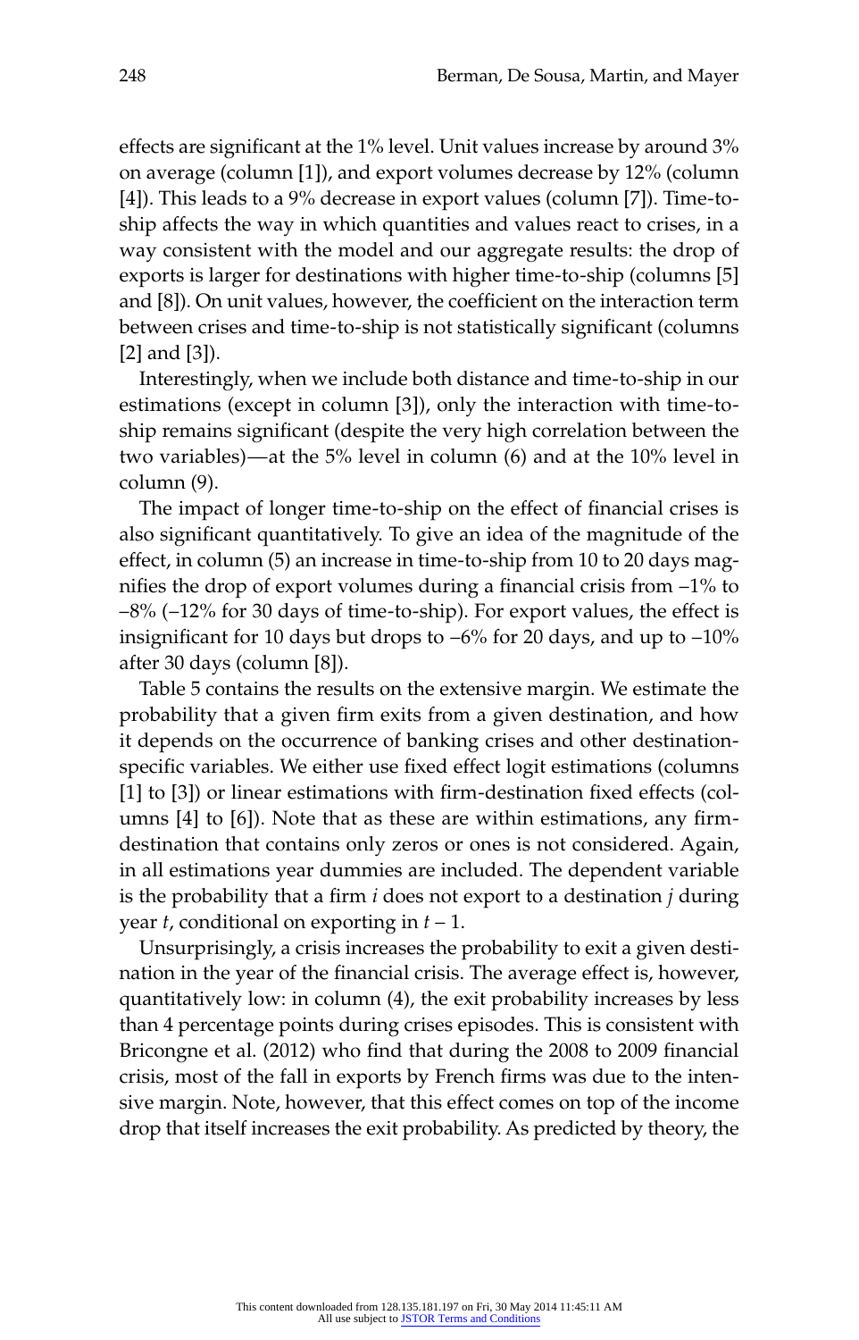effects are significant at the 1% level. Unit values increase by around 3% on average (column [1]), and export volumes decrease by 12% (column [4]). This leads to a 9% decrease in export values (column [7]). Time-to-ship affects the way in which quantities and values react to crises, in a way consistent with the model and our aggregate results: the drop of exports is larger for destinations with higher time-to-ship (columns [5] and [8]). On unit values, however, the coefficient on the interaction term between crises and time-to-ship is not statistically significant (columns [2] and [3]).

Interestingly, when we include both distance and time-to-ship in our estimations (except in column [3]), only the interaction with time-to-ship remains significant (despite the very high correlation between the two variables)—at the 5% level in column (6) and at the 10% level in column (9).

The impact of longer time-to-ship on the effect of financial crises is also significant quantitatively. To give an idea of the magnitude of the effect, in column (5) an increase in time-to-ship from 10 to 20 days magnifies the drop of export volumes during a financial crisis from –1% to –8% (–12% for 30 days of time-to-ship). For export values, the effect is insignificant for 10 days but drops to –6% for 20 days, and up to –10% after 30 days (column [8]).

Table 5 contains the results on the extensive margin. We estimate the probability that a given firm exits from a given destination, and how it depends on the occurrence of banking crises and other destination-specific variables. We either use fixed effect logit estimations (columns [1] to [3]) or linear estimations with firm-destination fixed effects (columns [4] to [6]). Note that as these are within estimations, any firm-destination that contains only zeros or ones is not considered. Again, in all estimations year dummies are included. The dependent variable is the probability that a firm $i$ does not export to a destination $j$ during year $t$, conditional on exporting in $t - 1$.

Unsurprisingly, a crisis increases the probability to exit a given destination in the year of the financial crisis. The average effect is, however, quantitatively low: in column (4), the exit probability increases by less than 4 percentage points during crises episodes. This is consistent with Bricongne et al. (2012) who find that during the 2008 to 2009 financial crisis, most of the fall in exports by French firms was due to the intensive margin. Note, however, that this effect comes on top of the income drop that itself increases the exit probability. As predicted by theory, the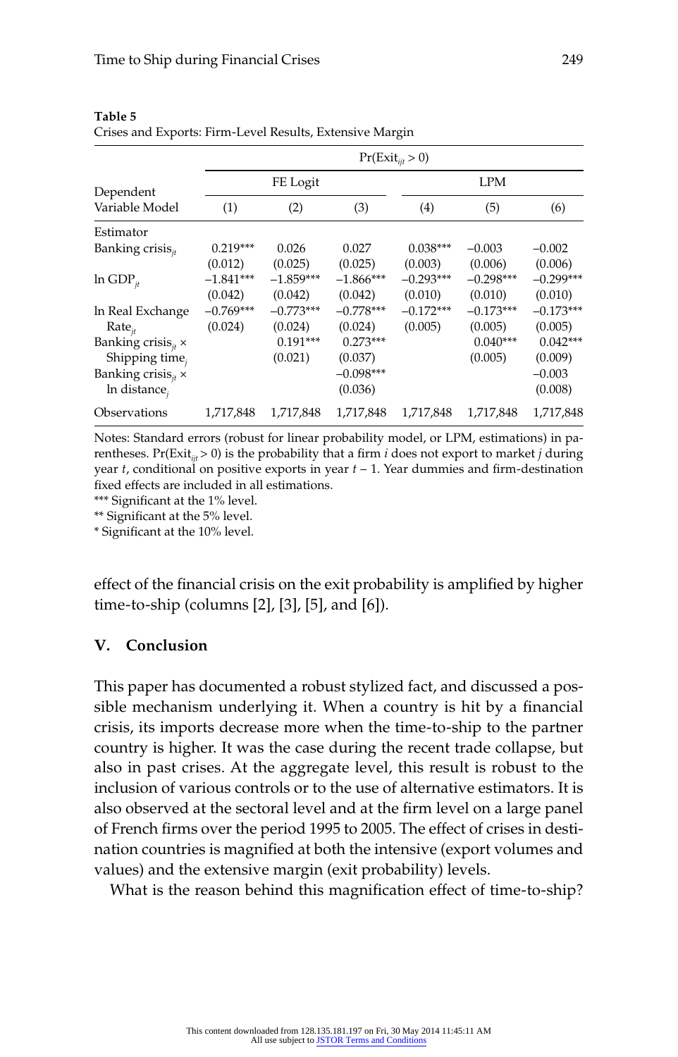**Table 5**
Crises and Exports: Firm-Level Results, Extensive Margin

| Dependent Variable Model | $\Pr(\text{Exit}_{ijt} > 0)$ | | | | | |
|---|---|---|---|---|---|---|
| | FE Logit | | | LPM | | |
| | (1) | (2) | (3) | (4) | (5) | (6) |
| Estimator | | | | | | |
| Banking crisis$_{jt}$ | 0.219*** | 0.026 | 0.027 | 0.038*** | −0.003 | −0.002 |
| | (0.012) | (0.025) | (0.025) | (0.003) | (0.006) | (0.006) |
| ln GDP$_{jt}$ | −1.841*** | −1.859*** | −1.866*** | −0.293*** | −0.298*** | −0.299*** |
| | (0.042) | (0.042) | (0.042) | (0.010) | (0.010) | (0.010) |
| ln Real Exchange Rate$_{jt}$ | −0.769*** | −0.773*** | −0.778*** | −0.172*** | −0.173*** | −0.173*** |
| | (0.024) | (0.024) | (0.024) | (0.005) | (0.005) | (0.005) |
| Banking crisis$_{jt}$ × Shipping time$_j$ | | 0.191*** | 0.273*** | | 0.040*** | 0.042*** |
| | | (0.021) | (0.037) | | (0.005) | (0.009) |
| Banking crisis$_{jt}$ × ln distance$_j$ | | | −0.098*** | | | −0.003 |
| | | | (0.036) | | | (0.008) |
| Observations | 1,717,848 | 1,717,848 | 1,717,848 | 1,717,848 | 1,717,848 | 1,717,848 |

Notes: Standard errors (robust for linear probability model, or LPM, estimations) in parentheses. $\Pr(\text{Exit}_{ijt} > 0)$ is the probability that a firm $i$ does not export to market $j$ during year $t$, conditional on positive exports in year $t - 1$. Year dummies and firm-destination fixed effects are included in all estimations.
*** Significant at the 1% level.
** Significant at the 5% level.
* Significant at the 10% level.

effect of the financial crisis on the exit probability is amplified by higher time-to-ship (columns [2], [3], [5], and [6]).

## V. Conclusion

This paper has documented a robust stylized fact, and discussed a possible mechanism underlying it. When a country is hit by a financial crisis, its imports decrease more when the time-to-ship to the partner country is higher. It was the case during the recent trade collapse, but also in past crises. At the aggregate level, this result is robust to the inclusion of various controls or to the use of alternative estimators. It is also observed at the sectoral level and at the firm level on a large panel of French firms over the period 1995 to 2005. The effect of crises in destination countries is magnified at both the intensive (export volumes and values) and the extensive margin (exit probability) levels.

What is the reason behind this magnification effect of time-to-ship?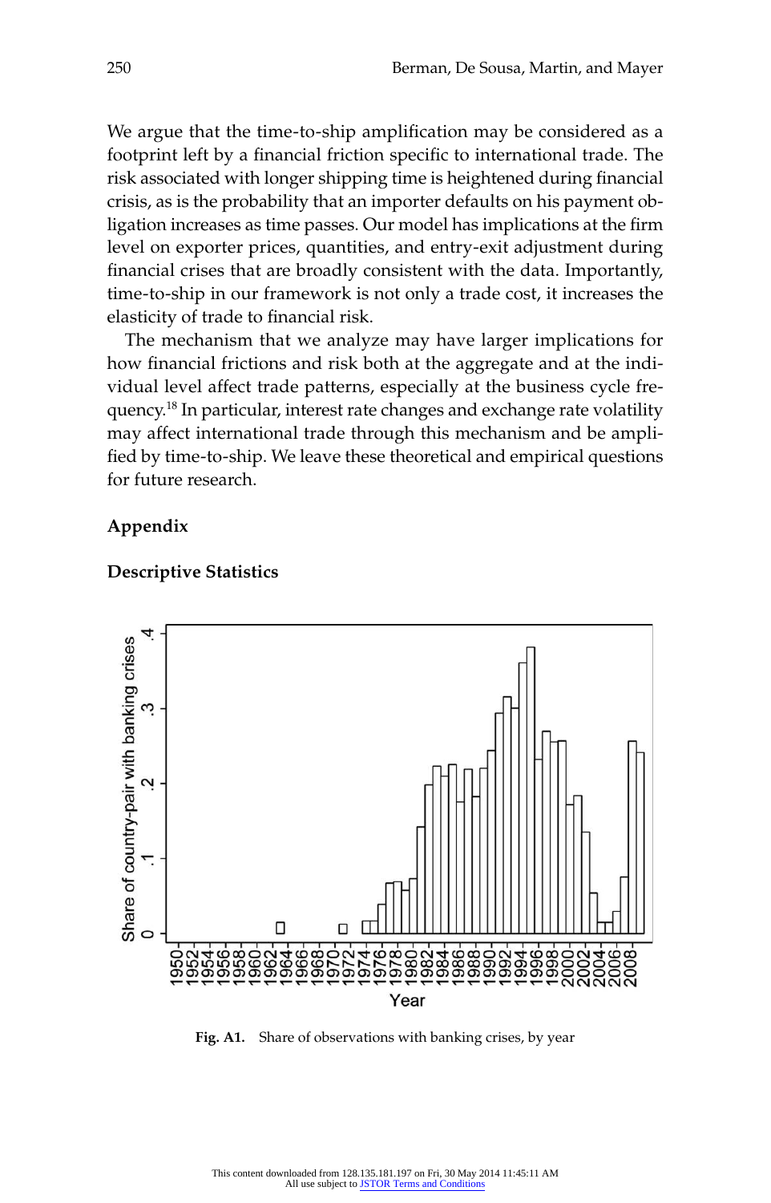We argue that the time-to-ship amplification may be considered as a footprint left by a financial friction specific to international trade. The risk associated with longer shipping time is heightened during financial crisis, as is the probability that an importer defaults on his payment obligation increases as time passes. Our model has implications at the firm level on exporter prices, quantities, and entry-exit adjustment during financial crises that are broadly consistent with the data. Importantly, time-to-ship in our framework is not only a trade cost, it increases the elasticity of trade to financial risk.

The mechanism that we analyze may have larger implications for how financial frictions and risk both at the aggregate and at the individual level affect trade patterns, especially at the business cycle frequency.[18] In particular, interest rate changes and exchange rate volatility may affect international trade through this mechanism and be amplified by time-to-ship. We leave these theoretical and empirical questions for future research.

## Appendix

### Descriptive Statistics

**Fig. A1.** Share of observations with banking crises, by year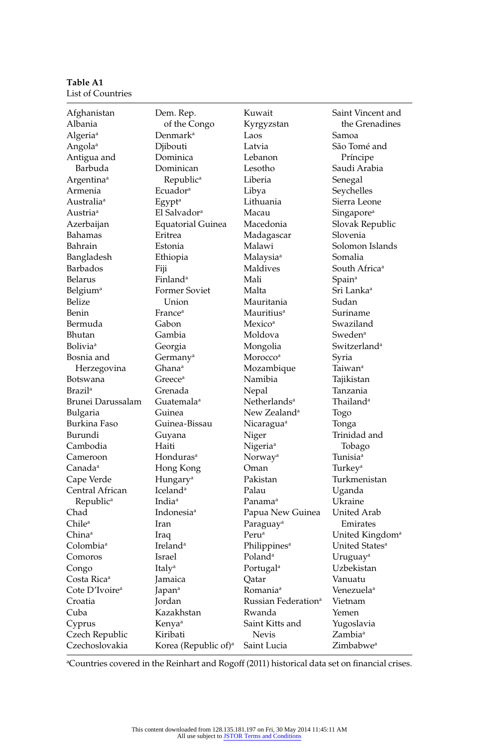**Table A1**
List of Countries

| | | | |
|---|---|---|---|
| Afghanistan | Dem. Rep. of the Congo | Kuwait | Saint Vincent and the Grenadines |
| Albania | Denmark[a] | Kyrgyzstan | Samoa |
| Algeria[a] | Djibouti | Laos | São Tomé and Príncipe |
| Angola[a] | Dominica | Latvia | Saudi Arabia |
| Antigua and Barbuda | Dominican Republic[a] | Lebanon | Senegal |
| Argentina[a] | Ecuador[a] | Lesotho | Seychelles |
| Armenia | Egypt[a] | Liberia | Sierra Leone |
| Australia[a] | El Salvador[a] | Libya | Singapore[a] |
| Austria[a] | Equatorial Guinea | Lithuania | Slovak Republic |
| Azerbaijan | Eritrea | Macau | Slovenia |
| Bahamas | Estonia | Macedonia | Solomon Islands |
| Bahrain | Ethiopia | Madagascar | Somalia |
| Bangladesh | Fiji | Malawi | South Africa[a] |
| Barbados | Finland[a] | Malaysia[a] | Spain[a] |
| Belarus | Former Soviet Union | Maldives | Sri Lanka[a] |
| Belgium[a] | France[a] | Mali | Sudan |
| Belize | Gabon | Malta | Suriname |
| Benin | Gambia | Mauritania | Swaziland |
| Bermuda | Georgia | Mauritius[a] | Sweden[a] |
| Bhutan | Germany[a] | Mexico[a] | Switzerland[a] |
| Bolivia[a] | Ghana[a] | Moldova | Syria |
| Bosnia and Herzegovina | Greece[a] | Mongolia | Taiwan[a] |
| Botswana | Grenada | Morocco[a] | Tajikistan |
| Brazil[a] | Guatemala[a] | Mozambique | Tanzania |
| Brunei Darussalam | Guinea | Namibia | Thailand[a] |
| Bulgaria | Guinea-Bissau | Nepal | Togo |
| Burkina Faso | Guyana | Netherlands[a] | Tonga |
| Burundi | Haiti | New Zealand[a] | Trinidad and Tobago |
| Cambodia | Honduras[a] | Nicaragua[a] | Tunisia[a] |
| Cameroon | Hong Kong | Niger | Turkey[a] |
| Canada[a] | Hungary[a] | Nigeria[a] | Turkmenistan |
| Cape Verde | Iceland[a] | Norway[a] | Uganda |
| Central African Republic[a] | India[a] | Oman | Ukraine |
| Chad | Indonesia[a] | Pakistan | United Arab Emirates |
| Chile[a] | Iran | Palau | United Kingdom[a] |
| China[a] | Iraq | Panama[a] | United States[a] |
| Colombia[a] | Ireland[a] | Papua New Guinea | Uruguay[a] |
| Comoros | Israel | Paraguay[a] | Uzbekistan |
| Congo | Italy[a] | Peru[a] | Vanuatu |
| Costa Rica[a] | Jamaica | Philippines[a] | Venezuela[a] |
| Cote D'Ivoire[a] | Japan[a] | Poland[a] | Vietnam |
| Croatia | Jordan | Portugal[a] | Yemen |
| Cuba | Kazakhstan | Qatar | Yugoslavia |
| Cyprus | Kenya[a] | Romania[a] | Zambia[a] |
| Czech Republic | Kiribati | Russian Federation[a] | Zimbabwe[a] |
| Czechoslovakia | Korea (Republic of)[a] | Rwanda | |
| | | Saint Kitts and Nevis | |
| | | Saint Lucia | |

[a]Countries covered in the Reinhart and Rogoff (2011) historical data set on financial crises.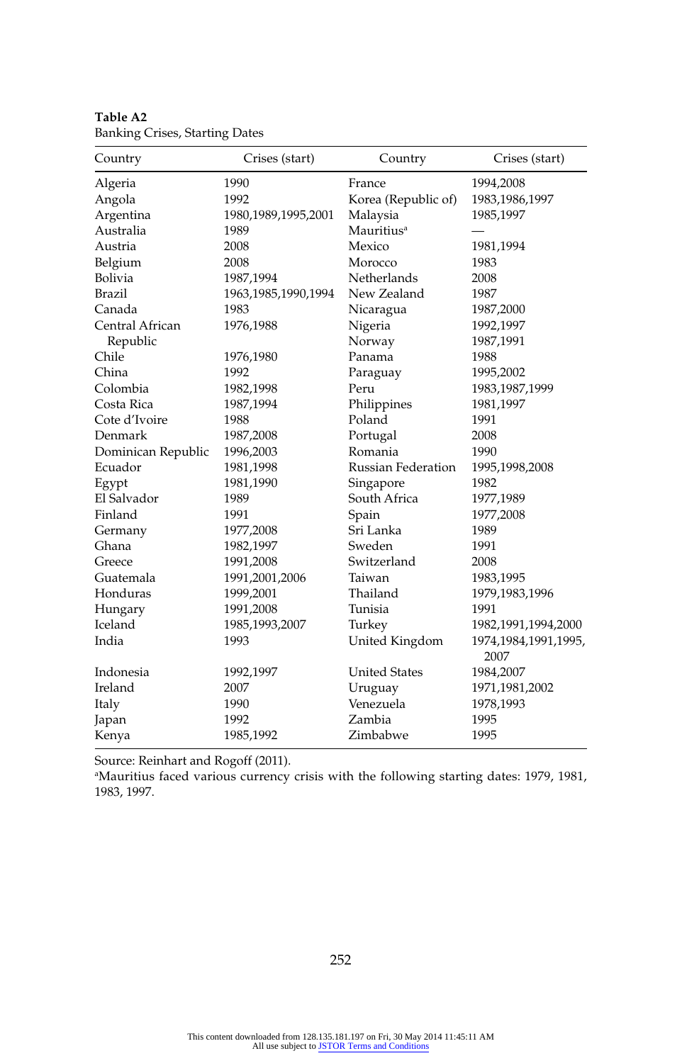**Table A2**
Banking Crises, Starting Dates

| Country | Crises (start) | Country | Crises (start) |
|---|---|---|---|
| Algeria | 1990 | France | 1994,2008 |
| Angola | 1992 | Korea (Republic of) | 1983,1986,1997 |
| Argentina | 1980,1989,1995,2001 | Malaysia | 1985,1997 |
| Australia | 1989 | Mauritius[a] | — |
| Austria | 2008 | Mexico | 1981,1994 |
| Belgium | 2008 | Morocco | 1983 |
| Bolivia | 1987,1994 | Netherlands | 2008 |
| Brazil | 1963,1985,1990,1994 | New Zealand | 1987 |
| Canada | 1983 | Nicaragua | 1987,2000 |
| Central African Republic | 1976,1988 | Nigeria | 1992,1997 |
| | | Norway | 1987,1991 |
| Chile | 1976,1980 | Panama | 1988 |
| China | 1992 | Paraguay | 1995,2002 |
| Colombia | 1982,1998 | Peru | 1983,1987,1999 |
| Costa Rica | 1987,1994 | Philippines | 1981,1997 |
| Cote d'Ivoire | 1988 | Poland | 1991 |
| Denmark | 1987,2008 | Portugal | 2008 |
| Dominican Republic | 1996,2003 | Romania | 1990 |
| Ecuador | 1981,1998 | Russian Federation | 1995,1998,2008 |
| Egypt | 1981,1990 | Singapore | 1982 |
| El Salvador | 1989 | South Africa | 1977,1989 |
| Finland | 1991 | Spain | 1977,2008 |
| Germany | 1977,2008 | Sri Lanka | 1989 |
| Ghana | 1982,1997 | Sweden | 1991 |
| Greece | 1991,2008 | Switzerland | 2008 |
| Guatemala | 1991,2001,2006 | Taiwan | 1983,1995 |
| Honduras | 1999,2001 | Thailand | 1979,1983,1996 |
| Hungary | 1991,2008 | Tunisia | 1991 |
| Iceland | 1985,1993,2007 | Turkey | 1982,1991,1994,2000 |
| India | 1993 | United Kingdom | 1974,1984,1991,1995, 2007 |
| Indonesia | 1992,1997 | United States | 1984,2007 |
| Ireland | 2007 | Uruguay | 1971,1981,2002 |
| Italy | 1990 | Venezuela | 1978,1993 |
| Japan | 1992 | Zambia | 1995 |
| Kenya | 1985,1992 | Zimbabwe | 1995 |

Source: Reinhart and Rogoff (2011).
[a]Mauritius faced various currency crisis with the following starting dates: 1979, 1981, 1983, 1997.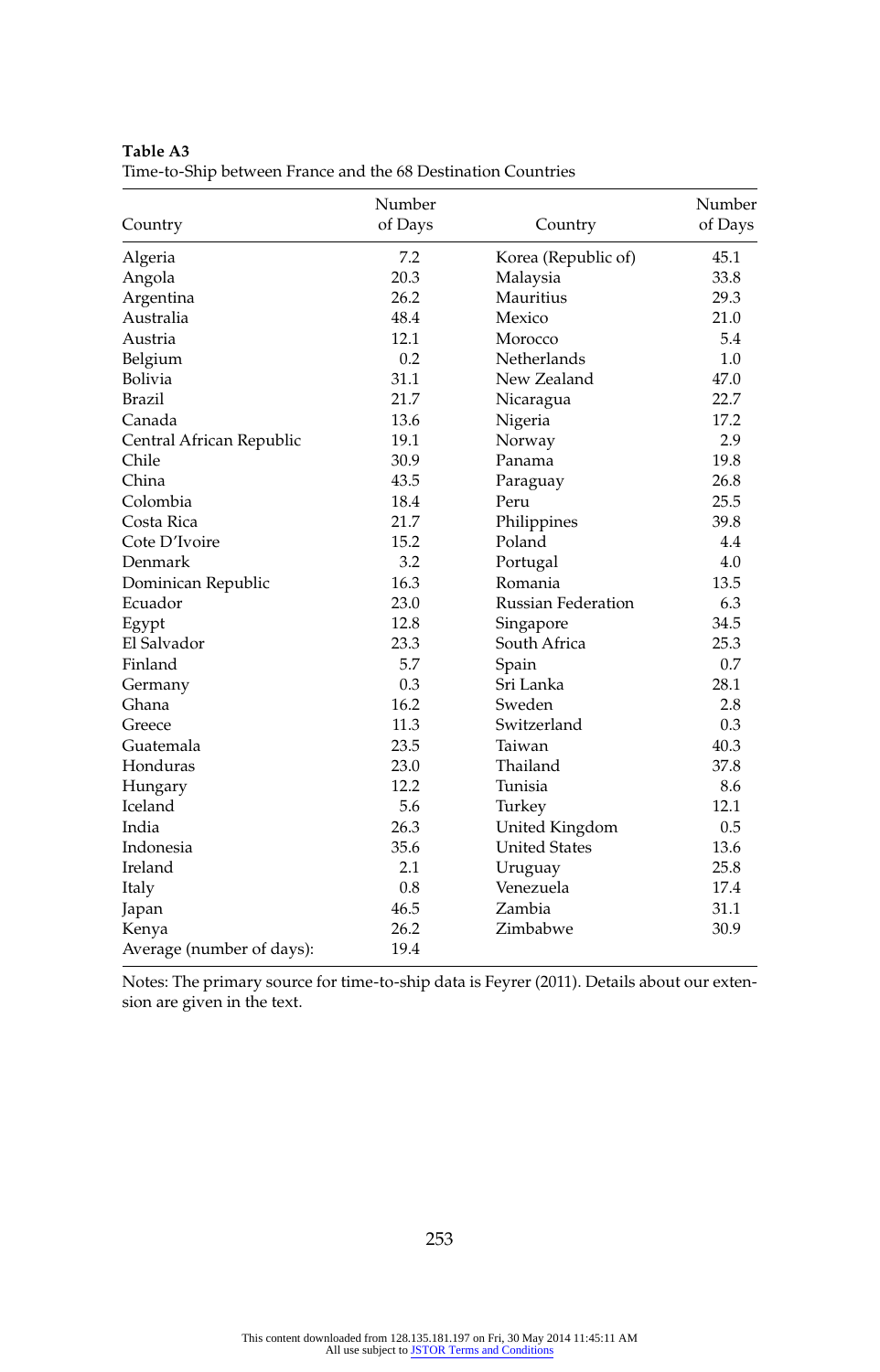**Table A3**
Time-to-Ship between France and the 68 Destination Countries

| Country | Number of Days | Country | Number of Days |
|---|---|---|---|
| Algeria | 7.2 | Korea (Republic of) | 45.1 |
| Angola | 20.3 | Malaysia | 33.8 |
| Argentina | 26.2 | Mauritius | 29.3 |
| Australia | 48.4 | Mexico | 21.0 |
| Austria | 12.1 | Morocco | 5.4 |
| Belgium | 0.2 | Netherlands | 1.0 |
| Bolivia | 31.1 | New Zealand | 47.0 |
| Brazil | 21.7 | Nicaragua | 22.7 |
| Canada | 13.6 | Nigeria | 17.2 |
| Central African Republic | 19.1 | Norway | 2.9 |
| Chile | 30.9 | Panama | 19.8 |
| China | 43.5 | Paraguay | 26.8 |
| Colombia | 18.4 | Peru | 25.5 |
| Costa Rica | 21.7 | Philippines | 39.8 |
| Cote D'Ivoire | 15.2 | Poland | 4.4 |
| Denmark | 3.2 | Portugal | 4.0 |
| Dominican Republic | 16.3 | Romania | 13.5 |
| Ecuador | 23.0 | Russian Federation | 6.3 |
| Egypt | 12.8 | Singapore | 34.5 |
| El Salvador | 23.3 | South Africa | 25.3 |
| Finland | 5.7 | Spain | 0.7 |
| Germany | 0.3 | Sri Lanka | 28.1 |
| Ghana | 16.2 | Sweden | 2.8 |
| Greece | 11.3 | Switzerland | 0.3 |
| Guatemala | 23.5 | Taiwan | 40.3 |
| Honduras | 23.0 | Thailand | 37.8 |
| Hungary | 12.2 | Tunisia | 8.6 |
| Iceland | 5.6 | Turkey | 12.1 |
| India | 26.3 | United Kingdom | 0.5 |
| Indonesia | 35.6 | United States | 13.6 |
| Ireland | 2.1 | Uruguay | 25.8 |
| Italy | 0.8 | Venezuela | 17.4 |
| Japan | 46.5 | Zambia | 31.1 |
| Kenya | 26.2 | Zimbabwe | 30.9 |
| Average (number of days): | 19.4 | | |

Notes: The primary source for time-to-ship data is Feyrer (2011). Details about our extension are given in the text.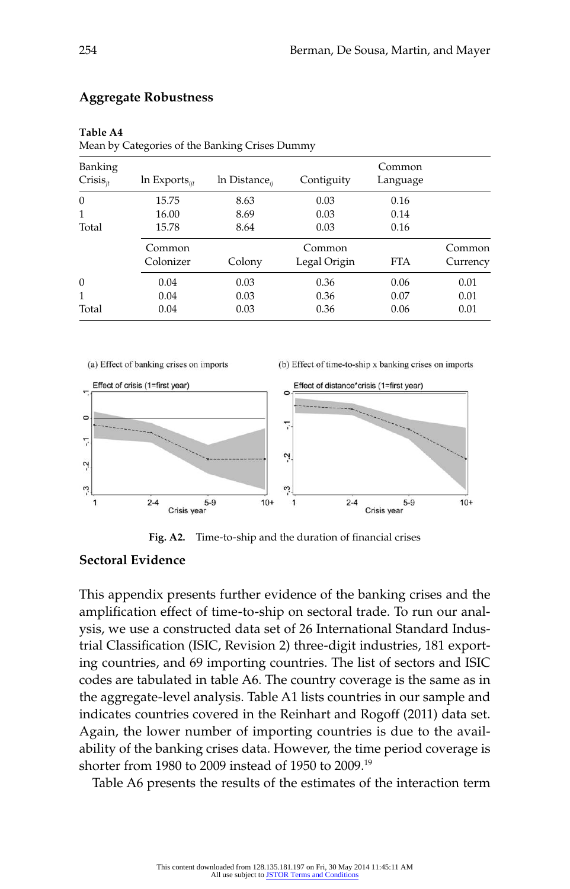## Aggregate Robustness

**Table A4**
Mean by Categories of the Banking Crises Dummy

| Banking Crisis$_{jt}$ | ln Exports$_{ijt}$ | ln Distance$_{ij}$ | Contiguity | Common Language | |
|---|---|---|---|---|---|
| 0 | 15.75 | 8.63 | 0.03 | 0.16 | |
| 1 | 16.00 | 8.69 | 0.03 | 0.14 | |
| Total | 15.78 | 8.64 | 0.03 | 0.16 | |
| | **Common Colonizer** | **Colony** | **Common Legal Origin** | **FTA** | **Common Currency** |
| 0 | 0.04 | 0.03 | 0.36 | 0.06 | 0.01 |
| 1 | 0.04 | 0.03 | 0.36 | 0.07 | 0.01 |
| Total | 0.04 | 0.03 | 0.36 | 0.06 | 0.01 |

(a) Effect of banking crises on imports

(b) Effect of time-to-ship x banking crises on imports

**Fig. A2.** Time-to-ship and the duration of financial crises

## Sectoral Evidence

This appendix presents further evidence of the banking crises and the amplification effect of time-to-ship on sectoral trade. To run our analysis, we use a constructed data set of 26 International Standard Industrial Classification (ISIC, Revision 2) three-digit industries, 181 exporting countries, and 69 importing countries. The list of sectors and ISIC codes are tabulated in table A6. The country coverage is the same as in the aggregate-level analysis. Table A1 lists countries in our sample and indicates countries covered in the Reinhart and Rogoff (2011) data set. Again, the lower number of importing countries is due to the availability of the banking crises data. However, the time period coverage is shorter from 1980 to 2009 instead of 1950 to 2009.[19]

Table A6 presents the results of the estimates of the interaction term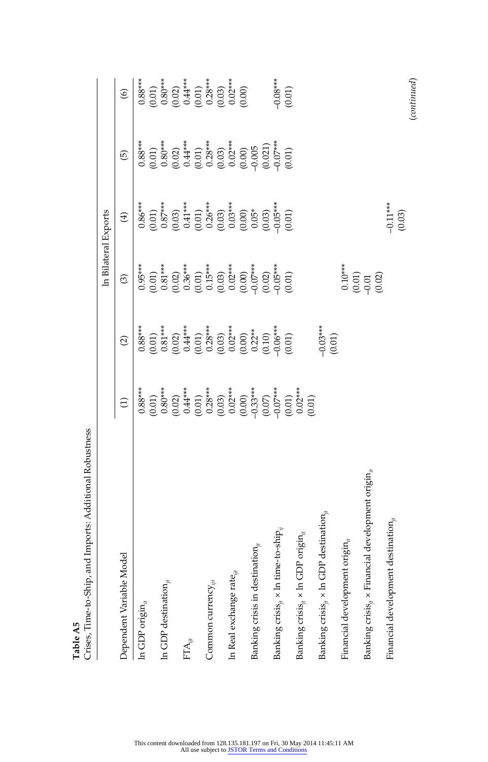**Table A5**
Crises, Time-to-Ship, and Imports: Additional Robustness

| Dependent Variable Model | ln Bilateral Exports | | | | | |
|---|---|---|---|---|---|---|
| | (1) | (2) | (3) | (4) | (5) | (6) |
| ln GDP origin$_{it}$ | 0.88*** | 0.88*** | 0.95*** | 0.86*** | 0.88*** | 0.88*** |
| | (0.01) | (0.01) | (0.01) | (0.01) | (0.01) | (0.01) |
| ln GDP destination$_{jt}$ | 0.80*** | 0.81*** | 0.81*** | 0.87*** | 0.80*** | 0.80*** |
| | (0.02) | (0.02) | (0.02) | (0.03) | (0.02) | (0.02) |
| FTA$_{ijt}$ | 0.44*** | 0.44*** | 0.36*** | 0.41*** | 0.44*** | 0.44*** |
| | (0.01) | (0.01) | (0.01) | (0.01) | (0.01) | (0.01) |
| Common currency$_{ijt}$ | 0.28*** | 0.28*** | 0.15*** | 0.26*** | 0.28*** | 0.28*** |
| | (0.03) | (0.03) | (0.03) | (0.03) | (0.03) | (0.03) |
| ln Real exchange rate$_{ijt}$ | 0.02*** | 0.02*** | 0.02*** | 0.03*** | 0.02*** | 0.02*** |
| | (0.00) | (0.00) | (0.00) | (0.00) | (0.00) | (0.00) |
| Banking crisis in destination$_{jt}$ | −0.33*** | 0.22** | −0.07*** | 0.05* | −0.005 | |
| | (0.07) | (0.10) | (0.02) | (0.03) | (0.021) | |
| Banking crisis$_{jt}$ × ln time-to-ship$_{ij}$ | −0.07*** | −0.06*** | −0.05*** | −0.05*** | −0.07*** | −0.08*** |
| | (0.01) | (0.01) | (0.01) | (0.01) | (0.01) | (0.01) |
| Banking crisis$_{jt}$ × ln GDP origin$_{it}$ | 0.02*** | | | | | |
| | (0.01) | | | | | |
| Banking crisis$_{jt}$ × ln GDP destination$_{jt}$ | | −0.03*** | | | | |
| | | (0.01) | | | | |
| Financial development origin$_{it}$ | | | 0.10*** | | | |
| | | | (0.01) | | | |
| Banking crisis$_{jt}$ × Financial development origin$_{it}$ | | | −0.01 | | | |
| | | | (0.02) | | | |
| Financial development destination$_{jt}$ | | | | −0.11*** | | |
| | | | | (0.03) | | |

(*continued*)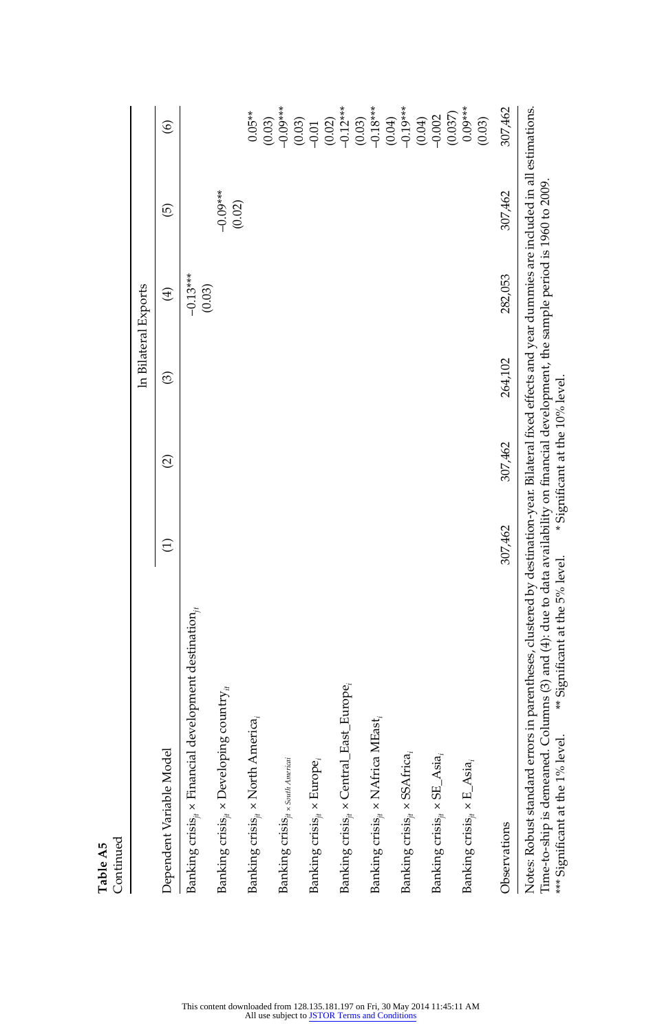**Table A5**
Continued

| Dependent Variable Model | ln Bilateral Exports | | | | | |
|---|---|---|---|---|---|---|
| | (1) | (2) | (3) | (4) | (5) | (6) |
| Banking crisis$_{jt}$ × Financial development destination$_{jt}$ | | | | −0.13*** | | |
| | | | | (0.03) | | |
| Banking crisis$_{jt}$ × Developing country$_{it}$ | | | | | −0.09*** | |
| | | | | | (0.02) | |
| Banking crisis$_{jt}$ × North America$_i$ | | | | | | 0.05** |
| | | | | | | (0.03) |
| Banking crisis$_{jt \times South\ America i}$ | | | | | | −0.09*** |
| | | | | | | (0.03) |
| Banking crisis$_{jt}$ × Europe$_i$ | | | | | | −0.01 |
| | | | | | | (0.02) |
| Banking crisis$_{jt}$ × Central_East_Europe$_i$ | | | | | | −0.12*** |
| | | | | | | (0.03) |
| Banking crisis$_{jt}$ × NAfrica MEast$_i$ | | | | | | −0.18*** |
| | | | | | | (0.04) |
| Banking crisis$_{jt}$ × SSAfrica$_i$ | | | | | | −0.19*** |
| | | | | | | (0.04) |
| Banking crisis$_{jt}$ × SE_Asia$_i$ | | | | | | −0.002 |
| | | | | | | (0.037) |
| Banking crisis$_{jt}$ × E_Asia$_i$ | | | | | | 0.09*** |
| | | | | | | (0.03) |
| Observations | 307,462 | 307,462 | 264,102 | 282,053 | 307,462 | 307,462 |

Notes: Robust standard errors in parentheses, clustered by destination-year. Bilateral fixed effects and year dummies are included in all estimations. Time-to-ship is demeaned. Columns (3) and (4): due to data availability on financial development, the sample period is 1960 to 2009.
*** Significant at the 1% level. ** Significant at the 5% level. * Significant at the 10% level.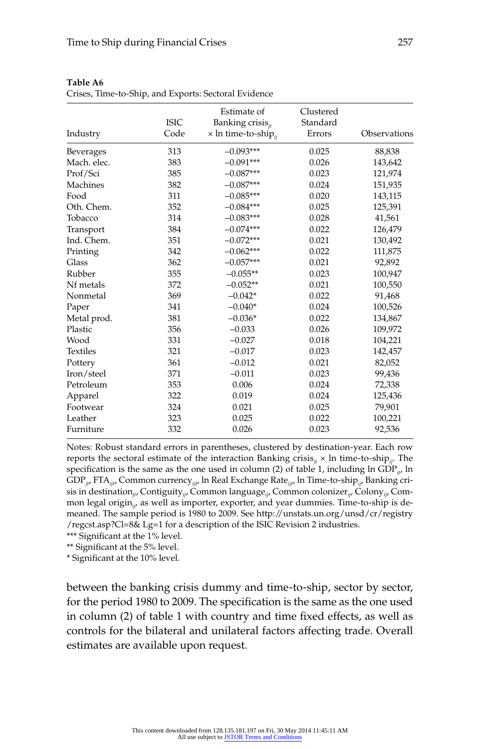**Table A6**
Crises, Time-to-Ship, and Exports: Sectoral Evidence

| Industry | ISIC Code | Estimate of Banking crisis$_{jt}$ × ln time-to-ship$_{ij}$ | Clustered Standard Errors | Observations |
|---|---|---|---|---|
| Beverages | 313 | −0.093*** | 0.025 | 88,838 |
| Mach. elec. | 383 | −0.091*** | 0.026 | 143,642 |
| Prof/Sci | 385 | −0.087*** | 0.023 | 121,974 |
| Machines | 382 | −0.087*** | 0.024 | 151,935 |
| Food | 311 | −0.085*** | 0.020 | 143,115 |
| Oth. Chem. | 352 | −0.084*** | 0.025 | 125,391 |
| Tobacco | 314 | −0.083*** | 0.028 | 41,561 |
| Transport | 384 | −0.074*** | 0.022 | 126,479 |
| Ind. Chem. | 351 | −0.072*** | 0.021 | 130,492 |
| Printing | 342 | −0.062*** | 0.022 | 111,875 |
| Glass | 362 | −0.057*** | 0.021 | 92,892 |
| Rubber | 355 | −0.055** | 0.023 | 100,947 |
| Nf metals | 372 | −0.052** | 0.021 | 100,550 |
| Nonmetal | 369 | −0.042* | 0.022 | 91,468 |
| Paper | 341 | −0.040* | 0.024 | 100,526 |
| Metal prod. | 381 | −0.036* | 0.022 | 134,867 |
| Plastic | 356 | −0.033 | 0.026 | 109,972 |
| Wood | 331 | −0.027 | 0.018 | 104,221 |
| Textiles | 321 | −0.017 | 0.023 | 142,457 |
| Pottery | 361 | −0.012 | 0.021 | 82,052 |
| Iron/steel | 371 | −0.011 | 0.023 | 99,436 |
| Petroleum | 353 | 0.006 | 0.024 | 72,338 |
| Apparel | 322 | 0.019 | 0.024 | 125,436 |
| Footwear | 324 | 0.021 | 0.025 | 79,901 |
| Leather | 323 | 0.025 | 0.022 | 100,221 |
| Furniture | 332 | 0.026 | 0.023 | 92,536 |

Notes: Robust standard errors in parentheses, clustered by destination-year. Each row reports the sectoral estimate of the interaction Banking crisis$_{jt}$ × ln time-to-ship$_{ij}$. The specification is the same as the one used in column (2) of table 1, including ln GDP$_{it}$, ln GDP$_{jt}$, FTA$_{ijt}$, Common currency$_{ijt}$, ln Real Exchange Rate$_{ijt}$, ln Time-to-ship$_{ij}$, Banking crisis in destination$_{jt}$, Contiguity$_{ij}$, Common language$_{ij}$, Common colonizer$_{ij}$, Colony$_{ij}$, Common legal origin$_{ij}$, as well as importer, exporter, and year dummies. Time-to-ship is demeaned. The sample period is 1980 to 2009. See http://unstats.un.org/unsd/cr/registry/regcst.asp?Cl=8& Lg=1 for a description of the ISIC Revision 2 industries.
*** Significant at the 1% level.
** Significant at the 5% level.
* Significant at the 10% level.

between the banking crisis dummy and time-to-ship, sector by sector, for the period 1980 to 2009. The specification is the same as the one used in column (2) of table 1 with country and time fixed effects, as well as controls for the bilateral and unilateral factors affecting trade. Overall estimates are available upon request.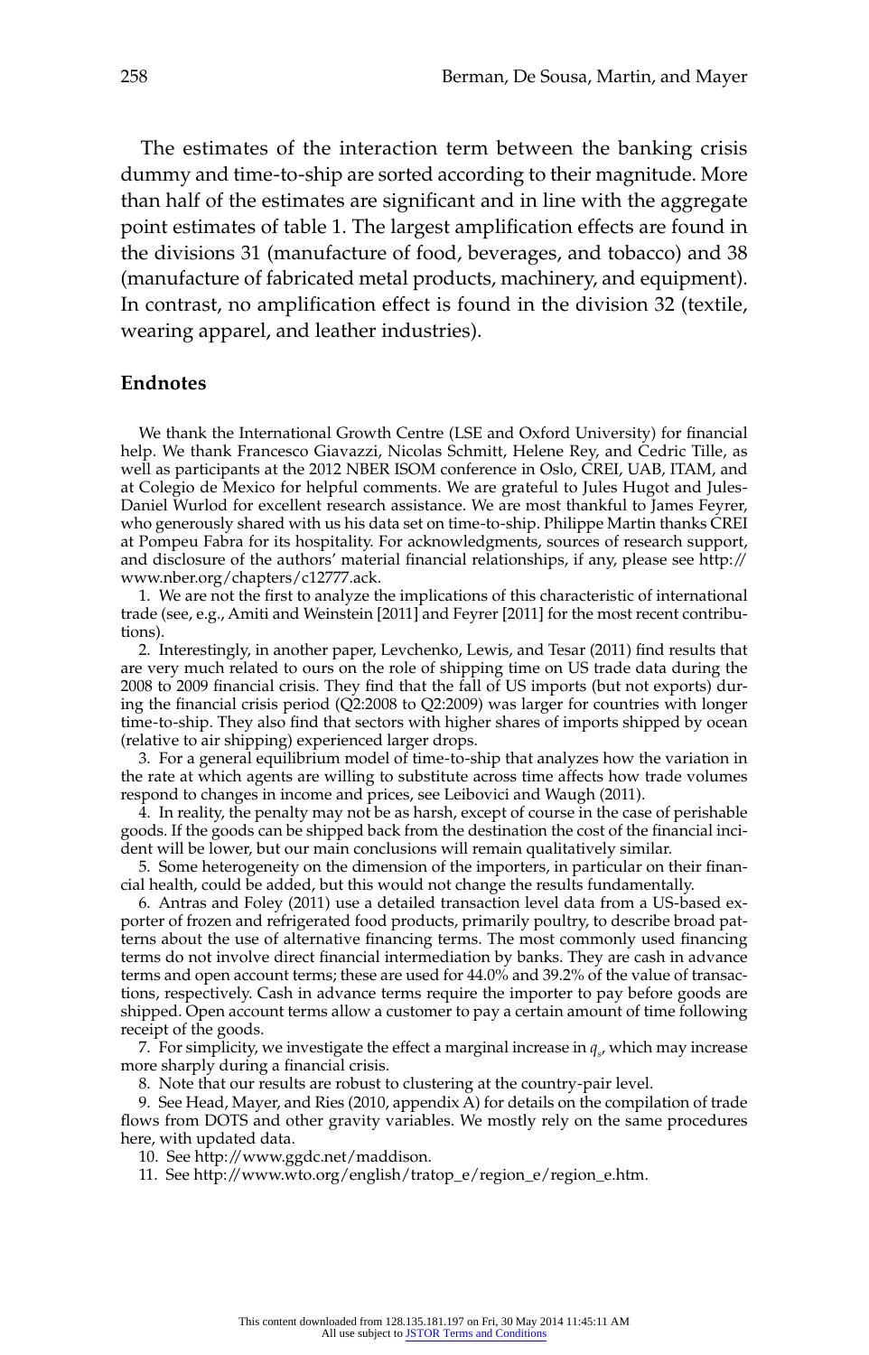The estimates of the interaction term between the banking crisis dummy and time-to-ship are sorted according to their magnitude. More than half of the estimates are significant and in line with the aggregate point estimates of table 1. The largest amplification effects are found in the divisions 31 (manufacture of food, beverages, and tobacco) and 38 (manufacture of fabricated metal products, machinery, and equipment). In contrast, no amplification effect is found in the division 32 (textile, wearing apparel, and leather industries).

## Endnotes

We thank the International Growth Centre (LSE and Oxford University) for financial help. We thank Francesco Giavazzi, Nicolas Schmitt, Helene Rey, and Cedric Tille, as well as participants at the 2012 NBER ISOM conference in Oslo, CREI, UAB, ITAM, and at Colegio de Mexico for helpful comments. We are grateful to Jules Hugot and Jules-Daniel Wurlod for excellent research assistance. We are most thankful to James Feyrer, who generously shared with us his data set on time-to-ship. Philippe Martin thanks CREI at Pompeu Fabra for its hospitality. For acknowledgments, sources of research support, and disclosure of the authors' material financial relationships, if any, please see http://www.nber.org/chapters/c12777.ack.

1. We are not the first to analyze the implications of this characteristic of international trade (see, e.g., Amiti and Weinstein [2011] and Feyrer [2011] for the most recent contributions).

2. Interestingly, in another paper, Levchenko, Lewis, and Tesar (2011) find results that are very much related to ours on the role of shipping time on US trade data during the 2008 to 2009 financial crisis. They find that the fall of US imports (but not exports) during the financial crisis period (Q2:2008 to Q2:2009) was larger for countries with longer time-to-ship. They also find that sectors with higher shares of imports shipped by ocean (relative to air shipping) experienced larger drops.

3. For a general equilibrium model of time-to-ship that analyzes how the variation in the rate at which agents are willing to substitute across time affects how trade volumes respond to changes in income and prices, see Leibovici and Waugh (2011).

4. In reality, the penalty may not be as harsh, except of course in the case of perishable goods. If the goods can be shipped back from the destination the cost of the financial incident will be lower, but our main conclusions will remain qualitatively similar.

5. Some heterogeneity on the dimension of the importers, in particular on their financial health, could be added, but this would not change the results fundamentally.

6. Antras and Foley (2011) use a detailed transaction level data from a US-based exporter of frozen and refrigerated food products, primarily poultry, to describe broad patterns about the use of alternative financing terms. The most commonly used financing terms do not involve direct financial intermediation by banks. They are cash in advance terms and open account terms; these are used for 44.0% and 39.2% of the value of transactions, respectively. Cash in advance terms require the importer to pay before goods are shipped. Open account terms allow a customer to pay a certain amount of time following receipt of the goods.

7. For simplicity, we investigate the effect a marginal increase in $q_s$, which may increase more sharply during a financial crisis.

8. Note that our results are robust to clustering at the country-pair level.

9. See Head, Mayer, and Ries (2010, appendix A) for details on the compilation of trade flows from DOTS and other gravity variables. We mostly rely on the same procedures here, with updated data.

10. See http://www.ggdc.net/maddison.

11. See http://www.wto.org/english/tratop_e/region_e/region_e.htm.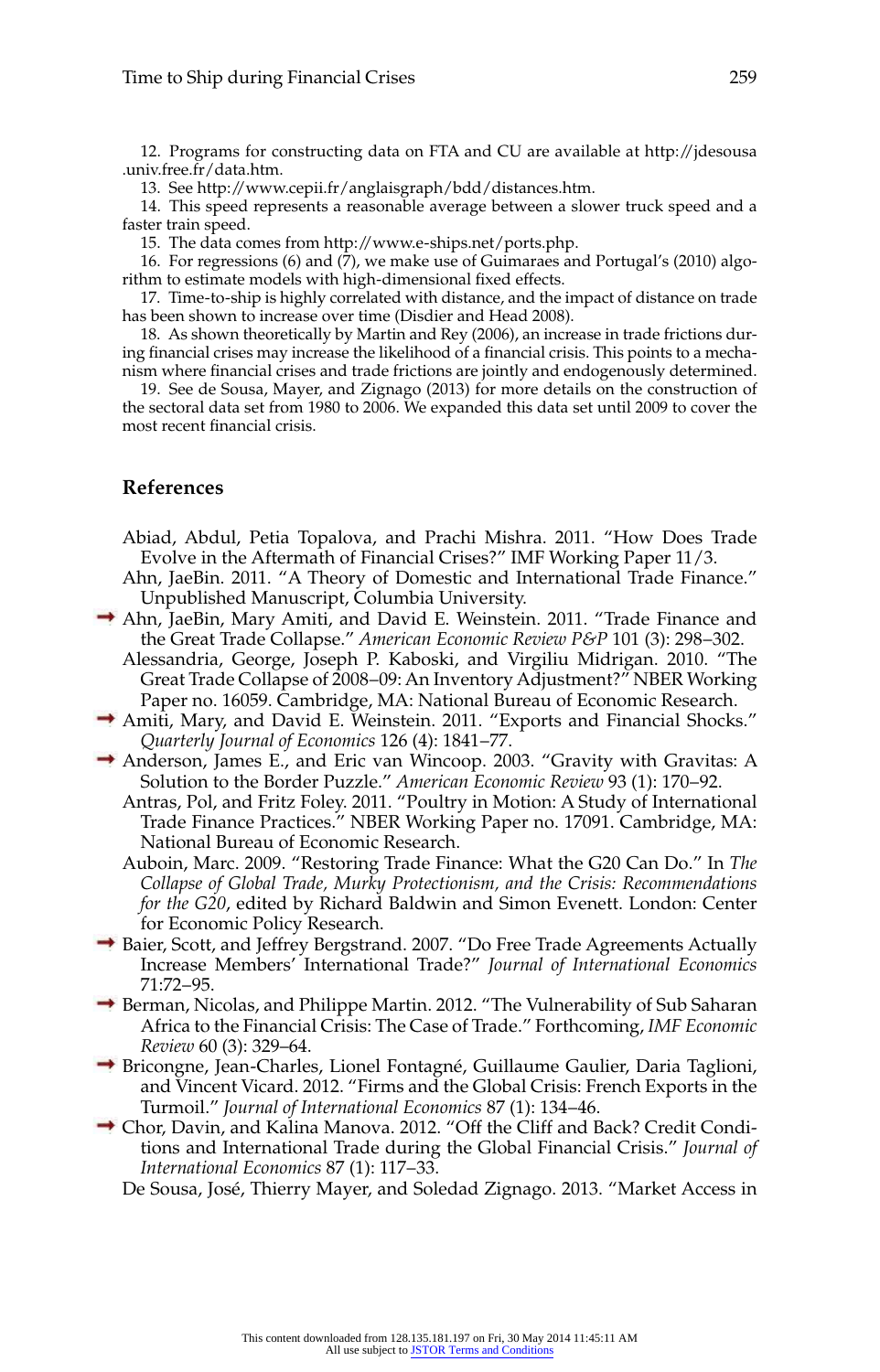12. Programs for constructing data on FTA and CU are available at http://jdesousa.univ.free.fr/data.htm.

13. See http://www.cepii.fr/anglaisgraph/bdd/distances.htm.

14. This speed represents a reasonable average between a slower truck speed and a faster train speed.

15. The data comes from http://www.e-ships.net/ports.php.

16. For regressions (6) and (7), we make use of Guimaraes and Portugal's (2010) algorithm to estimate models with high-dimensional fixed effects.

17. Time-to-ship is highly correlated with distance, and the impact of distance on trade has been shown to increase over time (Disdier and Head 2008).

18. As shown theoretically by Martin and Rey (2006), an increase in trade frictions during financial crises may increase the likelihood of a financial crisis. This points to a mechanism where financial crises and trade frictions are jointly and endogenously determined.

19. See de Sousa, Mayer, and Zignago (2013) for more details on the construction of the sectoral data set from 1980 to 2006. We expanded this data set until 2009 to cover the most recent financial crisis.

## References

Abiad, Abdul, Petia Topalova, and Prachi Mishra. 2011. "How Does Trade Evolve in the Aftermath of Financial Crises?" IMF Working Paper 11/3.

Ahn, JaeBin. 2011. "A Theory of Domestic and International Trade Finance." Unpublished Manuscript, Columbia University.

Ahn, JaeBin, Mary Amiti, and David E. Weinstein. 2011. "Trade Finance and the Great Trade Collapse." *American Economic Review P&P* 101 (3): 298–302.

Alessandria, George, Joseph P. Kaboski, and Virgiliu Midrigan. 2010. "The Great Trade Collapse of 2008–09: An Inventory Adjustment?" NBER Working Paper no. 16059. Cambridge, MA: National Bureau of Economic Research.

Amiti, Mary, and David E. Weinstein. 2011. "Exports and Financial Shocks." *Quarterly Journal of Economics* 126 (4): 1841–77.

Anderson, James E., and Eric van Wincoop. 2003. "Gravity with Gravitas: A Solution to the Border Puzzle." *American Economic Review* 93 (1): 170–92.

Antras, Pol, and Fritz Foley. 2011. "Poultry in Motion: A Study of International Trade Finance Practices." NBER Working Paper no. 17091. Cambridge, MA: National Bureau of Economic Research.

Auboin, Marc. 2009. "Restoring Trade Finance: What the G20 Can Do." In *The Collapse of Global Trade, Murky Protectionism, and the Crisis: Recommendations for the G20*, edited by Richard Baldwin and Simon Evenett. London: Center for Economic Policy Research.

Baier, Scott, and Jeffrey Bergstrand. 2007. "Do Free Trade Agreements Actually Increase Members' International Trade?" *Journal of International Economics* 71:72–95.

Berman, Nicolas, and Philippe Martin. 2012. "The Vulnerability of Sub Saharan Africa to the Financial Crisis: The Case of Trade." Forthcoming, *IMF Economic Review* 60 (3): 329–64.

Bricongne, Jean-Charles, Lionel Fontagné, Guillaume Gaulier, Daria Taglioni, and Vincent Vicard. 2012. "Firms and the Global Crisis: French Exports in the Turmoil." *Journal of International Economics* 87 (1): 134–46.

Chor, Davin, and Kalina Manova. 2012. "Off the Cliff and Back? Credit Conditions and International Trade during the Global Financial Crisis." *Journal of International Economics* 87 (1): 117–33.

De Sousa, José, Thierry Mayer, and Soledad Zignago. 2013. "Market Access in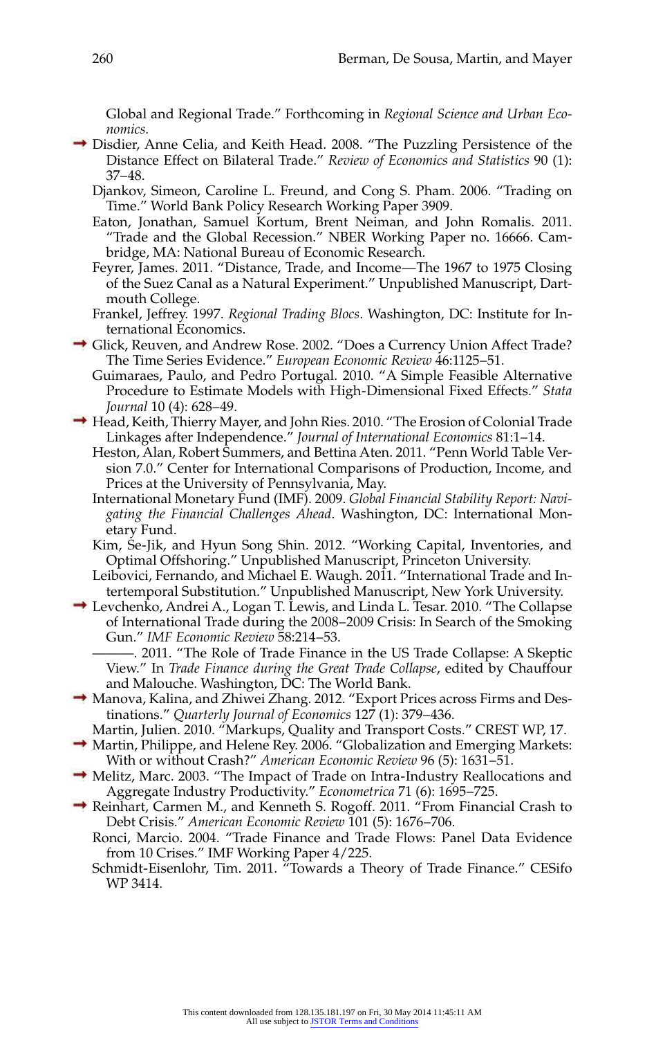Global and Regional Trade." Forthcoming in *Regional Science and Urban Economics.*

Disdier, Anne Celia, and Keith Head. 2008. "The Puzzling Persistence of the Distance Effect on Bilateral Trade." *Review of Economics and Statistics* 90 (1): 37–48.

Djankov, Simeon, Caroline L. Freund, and Cong S. Pham. 2006. "Trading on Time." World Bank Policy Research Working Paper 3909.

Eaton, Jonathan, Samuel Kortum, Brent Neiman, and John Romalis. 2011. "Trade and the Global Recession." NBER Working Paper no. 16666. Cambridge, MA: National Bureau of Economic Research.

Feyrer, James. 2011. "Distance, Trade, and Income—The 1967 to 1975 Closing of the Suez Canal as a Natural Experiment." Unpublished Manuscript, Dartmouth College.

Frankel, Jeffrey. 1997. *Regional Trading Blocs*. Washington, DC: Institute for International Economics.

Glick, Reuven, and Andrew Rose. 2002. "Does a Currency Union Affect Trade? The Time Series Evidence." *European Economic Review* 46:1125–51.

Guimaraes, Paulo, and Pedro Portugal. 2010. "A Simple Feasible Alternative Procedure to Estimate Models with High-Dimensional Fixed Effects." *Stata Journal* 10 (4): 628–49.

Head, Keith, Thierry Mayer, and John Ries. 2010. "The Erosion of Colonial Trade Linkages after Independence." *Journal of International Economics* 81:1–14.

Heston, Alan, Robert Summers, and Bettina Aten. 2011. "Penn World Table Version 7.0." Center for International Comparisons of Production, Income, and Prices at the University of Pennsylvania, May.

International Monetary Fund (IMF). 2009. *Global Financial Stability Report: Navigating the Financial Challenges Ahead*. Washington, DC: International Monetary Fund.

Kim, Se-Jik, and Hyun Song Shin. 2012. "Working Capital, Inventories, and Optimal Offshoring." Unpublished Manuscript, Princeton University.

Leibovici, Fernando, and Michael E. Waugh. 2011. "International Trade and Intertemporal Substitution." Unpublished Manuscript, New York University.

Levchenko, Andrei A., Logan T. Lewis, and Linda L. Tesar. 2010. "The Collapse of International Trade during the 2008–2009 Crisis: In Search of the Smoking Gun." *IMF Economic Review* 58:214–53.

———. 2011. "The Role of Trade Finance in the US Trade Collapse: A Skeptic View." In *Trade Finance during the Great Trade Collapse*, edited by Chauffour and Malouche. Washington, DC: The World Bank.

Manova, Kalina, and Zhiwei Zhang. 2012. "Export Prices across Firms and Destinations." *Quarterly Journal of Economics* 127 (1): 379–436.

Martin, Julien. 2010. "Markups, Quality and Transport Costs." CREST WP, 17.

Martin, Philippe, and Helene Rey. 2006. "Globalization and Emerging Markets: With or without Crash?" *American Economic Review* 96 (5): 1631–51.

Melitz, Marc. 2003. "The Impact of Trade on Intra-Industry Reallocations and Aggregate Industry Productivity." *Econometrica* 71 (6): 1695–725.

Reinhart, Carmen M., and Kenneth S. Rogoff. 2011. "From Financial Crash to Debt Crisis." *American Economic Review* 101 (5): 1676–706.

Ronci, Marcio. 2004. "Trade Finance and Trade Flows: Panel Data Evidence from 10 Crises." IMF Working Paper 4/225.

Schmidt-Eisenlohr, Tim. 2011. "Towards a Theory of Trade Finance." CESifo WP 3414.